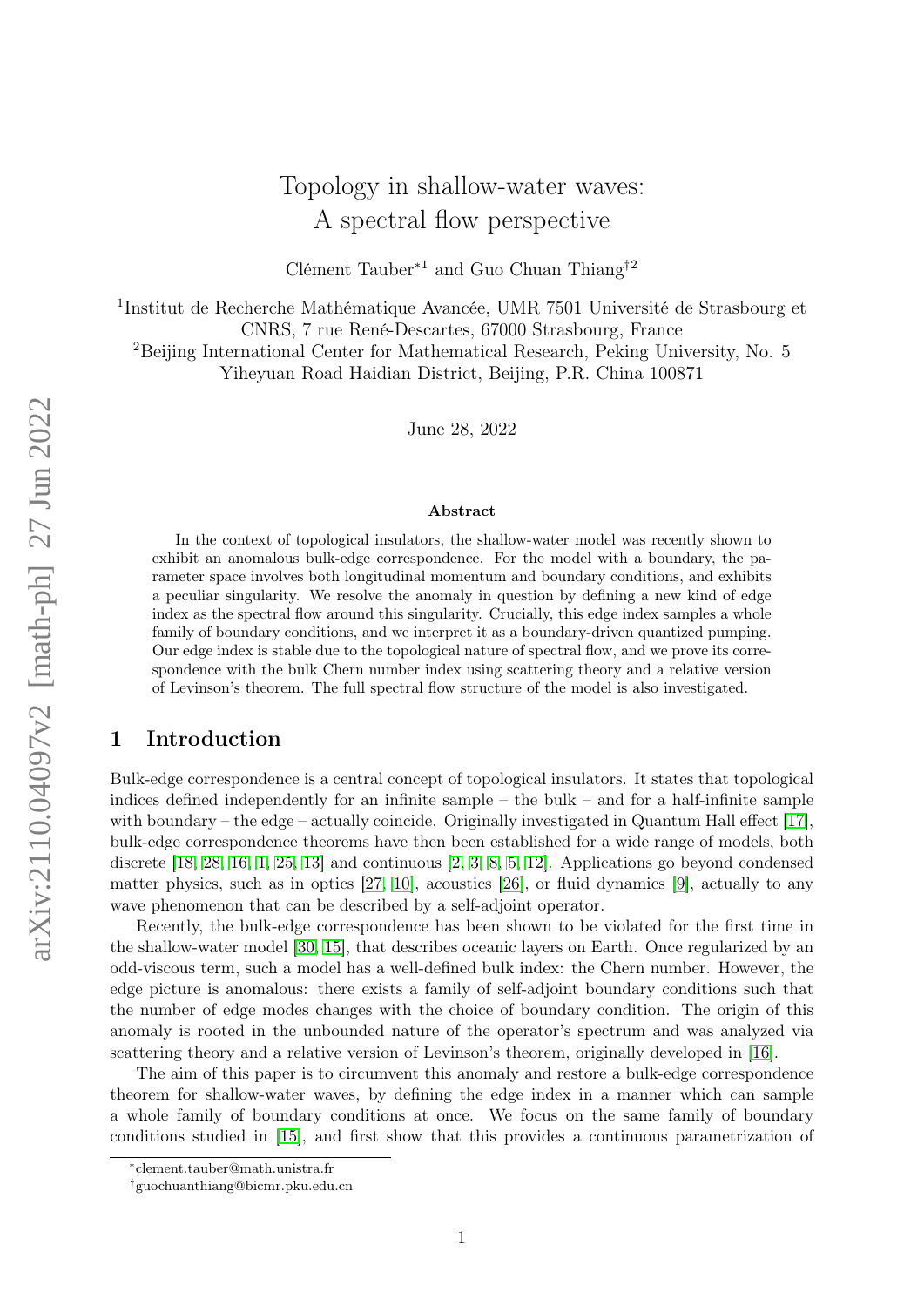# Topology in shallow-water waves: A spectral flow perspective

Clément Tauber*[1] and Guo Chuan Thiang†[2]

[1]Institut de Recherche Mathématique Avancée, UMR 7501 Université de Strasbourg et CNRS, 7 rue René-Descartes, 67000 Strasbourg, France

[2]Beijing International Center for Mathematical Research, Peking University, No. 5 Yiheyuan Road Haidian District, Beijing, P.R. China 100871

June 28, 2022

**Abstract**

In the context of topological insulators, the shallow-water model was recently shown to exhibit an anomalous bulk-edge correspondence. For the model with a boundary, the parameter space involves both longitudinal momentum and boundary conditions, and exhibits a peculiar singularity. We resolve the anomaly in question by defining a new kind of edge index as the spectral flow around this singularity. Crucially, this edge index samples a whole family of boundary conditions, and we interpret it as a boundary-driven quantized pumping. Our edge index is stable due to the topological nature of spectral flow, and we prove its correspondence with the bulk Chern number index using scattering theory and a relative version of Levinson's theorem. The full spectral flow structure of the model is also investigated.

## 1 Introduction

Bulk-edge correspondence is a central concept of topological insulators. It states that topological indices defined independently for an infinite sample – the bulk – and for a half-infinite sample with boundary – the edge – actually coincide. Originally investigated in Quantum Hall effect [17], bulk-edge correspondence theorems have then been established for a wide range of models, both discrete [18, 28, 16, 1, 25, 13] and continuous [2, 3, 8, 5, 12]. Applications go beyond condensed matter physics, such as in optics [27, 10], acoustics [26], or fluid dynamics [9], actually to any wave phenomenon that can be described by a self-adjoint operator.

Recently, the bulk-edge correspondence has been shown to be violated for the first time in the shallow-water model [30, 15], that describes oceanic layers on Earth. Once regularized by an odd-viscous term, such a model has a well-defined bulk index: the Chern number. However, the edge picture is anomalous: there exists a family of self-adjoint boundary conditions such that the number of edge modes changes with the choice of boundary condition. The origin of this anomaly is rooted in the unbounded nature of the operator's spectrum and was analyzed via scattering theory and a relative version of Levinson's theorem, originally developed in [16].

The aim of this paper is to circumvent this anomaly and restore a bulk-edge correspondence theorem for shallow-water waves, by defining the edge index in a manner which can sample a whole family of boundary conditions at once. We focus on the same family of boundary conditions studied in [15], and first show that this provides a continuous parametrization of

*clement.tauber@math.unistra.fr

†guochuanthiang@bicmr.pku.edu.cn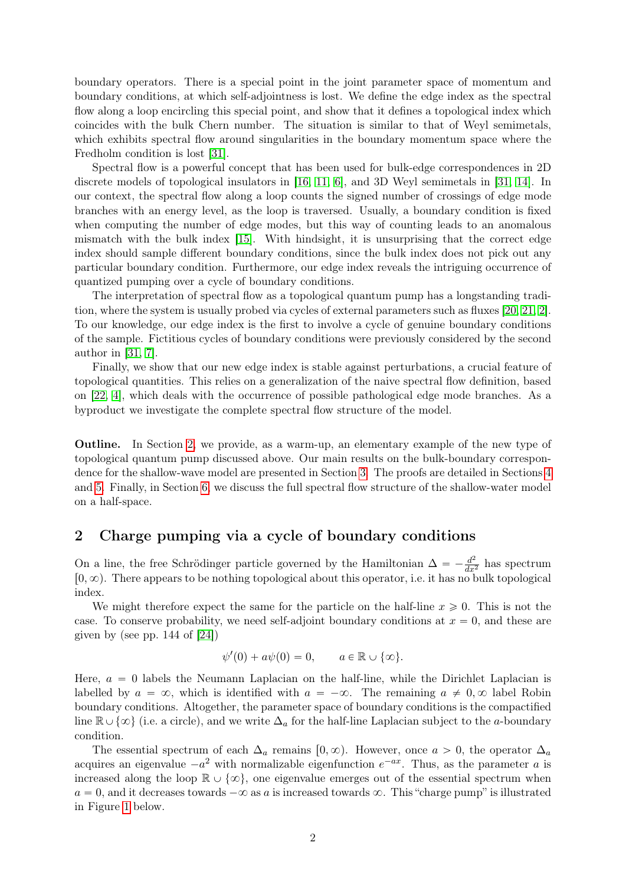boundary operators. There is a special point in the joint parameter space of momentum and boundary conditions, at which self-adjointness is lost. We define the edge index as the spectral flow along a loop encircling this special point, and show that it defines a topological index which coincides with the bulk Chern number. The situation is similar to that of Weyl semimetals, which exhibits spectral flow around singularities in the boundary momentum space where the Fredholm condition is lost [31].

Spectral flow is a powerful concept that has been used for bulk-edge correspondences in 2D discrete models of topological insulators in [16, 11, 6], and 3D Weyl semimetals in [31, 14]. In our context, the spectral flow along a loop counts the signed number of crossings of edge mode branches with an energy level, as the loop is traversed. Usually, a boundary condition is fixed when computing the number of edge modes, but this way of counting leads to an anomalous mismatch with the bulk index [15]. With hindsight, it is unsurprising that the correct edge index should sample different boundary conditions, since the bulk index does not pick out any particular boundary condition. Furthermore, our edge index reveals the intriguing occurrence of quantized pumping over a cycle of boundary conditions.

The interpretation of spectral flow as a topological quantum pump has a longstanding tradition, where the system is usually probed via cycles of external parameters such as fluxes [20, 21, 2]. To our knowledge, our edge index is the first to involve a cycle of genuine boundary conditions of the sample. Fictitious cycles of boundary conditions were previously considered by the second author in [31, 7].

Finally, we show that our new edge index is stable against perturbations, a crucial feature of topological quantities. This relies on a generalization of the naive spectral flow definition, based on [22, 4], which deals with the occurrence of possible pathological edge mode branches. As a byproduct we investigate the complete spectral flow structure of the model.

**Outline.** In Section 2, we provide, as a warm-up, an elementary example of the new type of topological quantum pump discussed above. Our main results on the bulk-boundary correspondence for the shallow-wave model are presented in Section 3. The proofs are detailed in Sections 4 and 5. Finally, in Section 6, we discuss the full spectral flow structure of the shallow-water model on a half-space.

## 2 Charge pumping via a cycle of boundary conditions

On a line, the free Schrödinger particle governed by the Hamiltonian $\Delta = -\frac{d^2}{dx^2}$ has spectrum $[0, \infty)$. There appears to be nothing topological about this operator, i.e. it has no bulk topological index.

We might therefore expect the same for the particle on the half-line $x \geqslant 0$. This is not the case. To conserve probability, we need self-adjoint boundary conditions at $x = 0$, and these are given by (see pp. 144 of [24])

$$\psi'(0) + a\psi(0) = 0, \qquad a \in \mathbb{R} \cup \{\infty\}.$$

Here, $a = 0$ labels the Neumann Laplacian on the half-line, while the Dirichlet Laplacian is labelled by $a = \infty$, which is identified with $a = -\infty$. The remaining $a \neq 0, \infty$ label Robin boundary conditions. Altogether, the parameter space of boundary conditions is the compactified line $\mathbb{R} \cup \{\infty\}$ (i.e. a circle), and we write $\Delta_a$ for the half-line Laplacian subject to the $a$-boundary condition.

The essential spectrum of each $\Delta_a$ remains $[0, \infty)$. However, once $a > 0$, the operator $\Delta_a$ acquires an eigenvalue $-a^2$ with normalizable eigenfunction $e^{-ax}$. Thus, as the parameter $a$ is increased along the loop $\mathbb{R} \cup \{\infty\}$, one eigenvalue emerges out of the essential spectrum when $a = 0$, and it decreases towards $-\infty$ as $a$ is increased towards $\infty$. This "charge pump" is illustrated in Figure 1 below.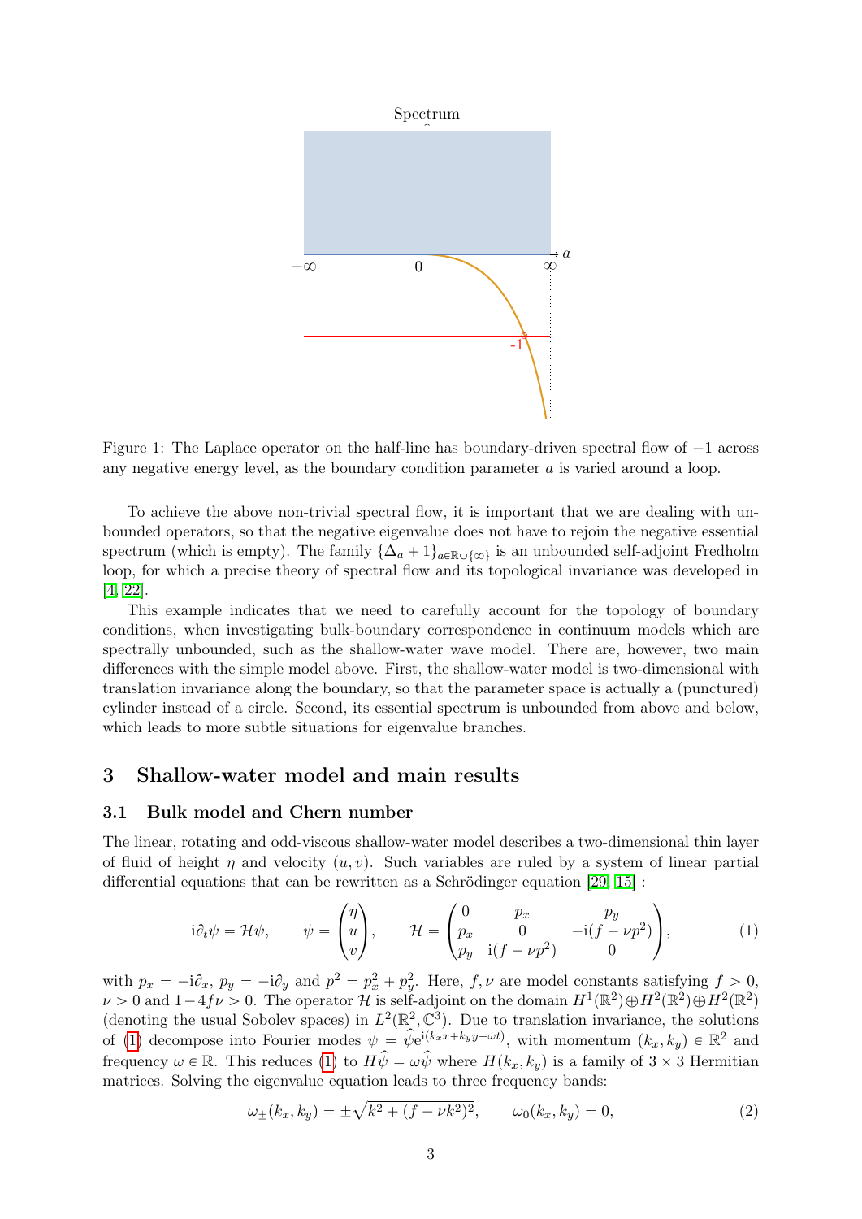Figure 1: The Laplace operator on the half-line has boundary-driven spectral flow of $-1$ across any negative energy level, as the boundary condition parameter $a$ is varied around a loop.

To achieve the above non-trivial spectral flow, it is important that we are dealing with unbounded operators, so that the negative eigenvalue does not have to rejoin the negative essential spectrum (which is empty). The family $\{\Delta_a + 1\}_{a\in\mathbb{R}\cup\{\infty\}}$ is an unbounded self-adjoint Fredholm loop, for which a precise theory of spectral flow and its topological invariance was developed in [4, 22].

This example indicates that we need to carefully account for the topology of boundary conditions, when investigating bulk-boundary correspondence in continuum models which are spectrally unbounded, such as the shallow-water wave model. There are, however, two main differences with the simple model above. First, the shallow-water model is two-dimensional with translation invariance along the boundary, so that the parameter space is actually a (punctured) cylinder instead of a circle. Second, its essential spectrum is unbounded from above and below, which leads to more subtle situations for eigenvalue branches.

## 3 Shallow-water model and main results

### 3.1 Bulk model and Chern number

The linear, rotating and odd-viscous shallow-water model describes a two-dimensional thin layer of fluid of height $\eta$ and velocity $(u, v)$. Such variables are ruled by a system of linear partial differential equations that can be rewritten as a Schrödinger equation [29, 15] :

$$\mathrm{i}\partial_t \psi = \mathcal{H}\psi, \qquad \psi = \begin{pmatrix} \eta \\ u \\ v \end{pmatrix}, \qquad \mathcal{H} = \begin{pmatrix} 0 & p_x & p_y \\ p_x & 0 & -\mathrm{i}(f - \nu p^2) \\ p_y & \mathrm{i}(f - \nu p^2) & 0 \end{pmatrix}, \tag{1}$$

with $p_x = -\mathrm{i}\partial_x$, $p_y = -\mathrm{i}\partial_y$ and $p^2 = p_x^2 + p_y^2$. Here, $f, \nu$ are model constants satisfying $f > 0$, $\nu > 0$ and $1 - 4f\nu > 0$. The operator $\mathcal{H}$ is self-adjoint on the domain $H^1(\mathbb{R}^2) \oplus H^2(\mathbb{R}^2) \oplus H^2(\mathbb{R}^2)$ (denoting the usual Sobolev spaces) in $L^2(\mathbb{R}^2, \mathbb{C}^3)$. Due to translation invariance, the solutions of (1) decompose into Fourier modes $\psi = \widehat{\psi} \mathrm{e}^{\mathrm{i}(k_x x + k_y y - \omega t)}$, with momentum $(k_x, k_y) \in \mathbb{R}^2$ and frequency $\omega \in \mathbb{R}$. This reduces (1) to $H\widehat{\psi} = \omega\widehat{\psi}$ where $H(k_x, k_y)$ is a family of $3 \times 3$ Hermitian matrices. Solving the eigenvalue equation leads to three frequency bands:

$$\omega_\pm(k_x, k_y) = \pm\sqrt{k^2 + (f - \nu k^2)^2}, \qquad \omega_0(k_x, k_y) = 0, \tag{2}$$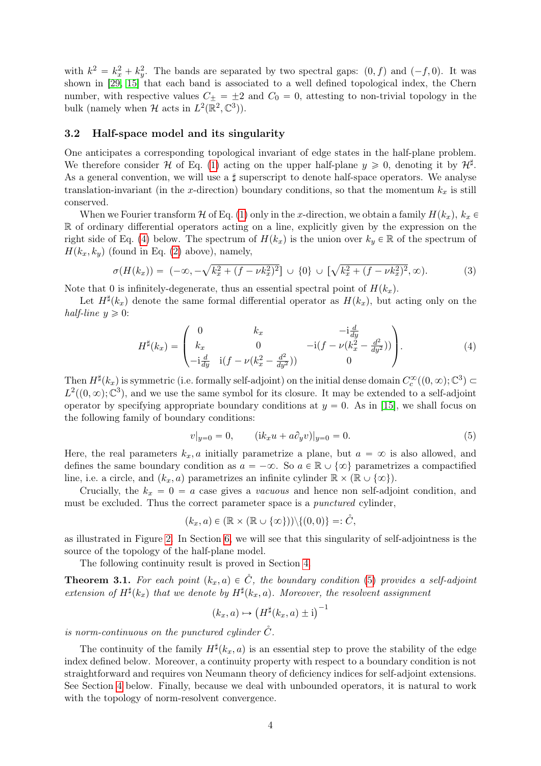with $k^2 = k_x^2 + k_y^2$. The bands are separated by two spectral gaps: $(0, f)$ and $(-f, 0)$. It was shown in [29, 15] that each band is associated to a well defined topological index, the Chern number, with respective values $C_\pm = \pm 2$ and $C_0 = 0$, attesting to non-trivial topology in the bulk (namely when $\mathcal{H}$ acts in $L^2(\mathbb{R}^2, \mathbb{C}^3)$).

### 3.2 Half-space model and its singularity

One anticipates a corresponding topological invariant of edge states in the half-plane problem. We therefore consider $\mathcal{H}$ of Eq. (1) acting on the upper half-plane $y \geqslant 0$, denoting it by $\mathcal{H}^\sharp$. As a general convention, we will use a $\sharp$ superscript to denote half-space operators. We analyse translation-invariant (in the $x$-direction) boundary conditions, so that the momentum $k_x$ is still conserved.

When we Fourier transform $\mathcal{H}$ of Eq. (1) only in the $x$-direction, we obtain a family $H(k_x)$, $k_x \in \mathbb{R}$ of ordinary differential operators acting on a line, explicitly given by the expression on the right side of Eq. (4) below. The spectrum of $H(k_x)$ is the union over $k_y \in \mathbb{R}$ of the spectrum of $H(k_x, k_y)$ (found in Eq. (2) above), namely,

$$\sigma(H(k_x)) = \left(-\infty, -\sqrt{k_x^2 + (f - \nu k_x^2)^2}\right] \cup \{0\} \cup \left[\sqrt{k_x^2 + (f - \nu k_x^2)^2}, \infty\right). \tag{3}$$

Note that 0 is infinitely-degenerate, thus an essential spectral point of $H(k_x)$.

Let $H^\sharp(k_x)$ denote the same formal differential operator as $H(k_x)$, but acting only on the *half-line* $y \geqslant 0$:

$$H^\sharp(k_x) = \begin{pmatrix} 0 & k_x & -\mathrm{i}\frac{d}{dy} \\ k_x & 0 & -\mathrm{i}(f - \nu(k_x^2 - \frac{d^2}{dy^2})) \\ -\mathrm{i}\frac{d}{dy} & \mathrm{i}(f - \nu(k_x^2 - \frac{d^2}{dy^2})) & 0 \end{pmatrix}. \tag{4}$$

Then $H^\sharp(k_x)$ is symmetric (i.e. formally self-adjoint) on the initial dense domain $C_c^\infty((0,\infty);\mathbb{C}^3) \subset L^2((0,\infty);\mathbb{C}^3)$, and we use the same symbol for its closure. It may be extended to a self-adjoint operator by specifying appropriate boundary conditions at $y = 0$. As in [15], we shall focus on the following family of boundary conditions:

$$v|_{y=0} = 0, \qquad (\mathrm{i}k_x u + a\partial_y v)|_{y=0} = 0. \tag{5}$$

Here, the real parameters $k_x, a$ initially parametrize a plane, but $a = \infty$ is also allowed, and defines the same boundary condition as $a = -\infty$. So $a \in \mathbb{R} \cup \{\infty\}$ parametrizes a compactified line, i.e. a circle, and $(k_x, a)$ parametrizes an infinite cylinder $\mathbb{R} \times (\mathbb{R} \cup \{\infty\})$.

Crucially, the $k_x = 0 = a$ case gives a *vacuous* and hence non self-adjoint condition, and must be excluded. Thus the correct parameter space is a *punctured* cylinder,

$$(k_x, a) \in (\mathbb{R} \times (\mathbb{R} \cup \{\infty\})) \backslash \{(0,0)\} =: \mathring{C},$$

as illustrated in Figure 2. In Section 6, we will see that this singularity of self-adjointness is the source of the topology of the half-plane model.

The following continuity result is proved in Section 4.

**Theorem 3.1.** *For each point $(k_x, a) \in \mathring{C}$, the boundary condition (5) provides a self-adjoint extension of $H^\sharp(k_x)$ that we denote by $H^\sharp(k_x, a)$. Moreover, the resolvent assignment*

$$(k_x, a) \mapsto \left(H^\sharp(k_x, a) \pm \mathrm{i}\right)^{-1}$$

*is norm-continuous on the punctured cylinder $\mathring{C}$.*

The continuity of the family $H^\sharp(k_x, a)$ is an essential step to prove the stability of the edge index defined below. Moreover, a continuity property with respect to a boundary condition is not straightforward and requires von Neumann theory of deficiency indices for self-adjoint extensions. See Section 4 below. Finally, because we deal with unbounded operators, it is natural to work with the topology of norm-resolvent convergence.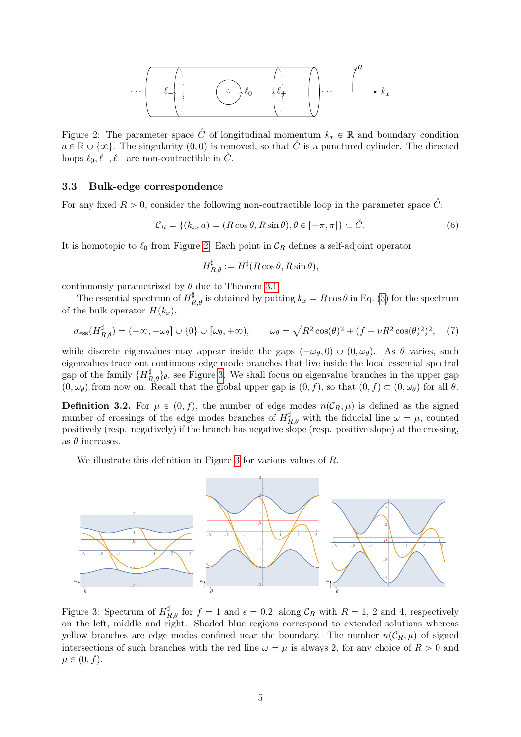Figure 2: The parameter space $\mathring{C}$ of longitudinal momentum $k_x \in \mathbb{R}$ and boundary condition $a \in \mathbb{R} \cup \{\infty\}$. The singularity $(0,0)$ is removed, so that $\mathring{C}$ is a punctured cylinder. The directed loops $\ell_0, \ell_+, \ell_-$ are non-contractible in $\mathring{C}$.

### 3.3 Bulk-edge correspondence

For any fixed $R > 0$, consider the following non-contractible loop in the parameter space $\mathring{C}$:

$$\mathcal{C}_R = \{(k_x, a) = (R\cos\theta, R\sin\theta), \theta \in [-\pi, \pi]\} \subset \mathring{C}. \tag{6}$$

It is homotopic to $\ell_0$ from Figure 2. Each point in $\mathcal{C}_R$ defines a self-adjoint operator

$$H^\sharp_{R,\theta} := H^\sharp(R\cos\theta, R\sin\theta),$$

continuously parametrized by $\theta$ due to Theorem 3.1.

The essential spectrum of $H^\sharp_{R,\theta}$ is obtained by putting $k_x = R\cos\theta$ in Eq. (3) for the spectrum of the bulk operator $H(k_x)$,

$$\sigma_{\mathrm{ess}}(H^\sharp_{R,\theta}) = (-\infty, -\omega_\theta] \cup \{0\} \cup [\omega_\theta, +\infty), \qquad \omega_\theta = \sqrt{R^2\cos(\theta)^2 + (f - \nu R^2\cos(\theta)^2)^2}, \tag{7}$$

while discrete eigenvalues may appear inside the gaps $(-\omega_\theta, 0) \cup (0, \omega_\theta)$. As $\theta$ varies, such eigenvalues trace out continuous edge mode branches that live inside the local essential spectral gap of the family $\{H^\sharp_{R,\theta}\}_\theta$, see Figure 3. We shall focus on eigenvalue branches in the upper gap $(0, \omega_\theta)$ from now on. Recall that the global upper gap is $(0, f)$, so that $(0, f) \subset (0, \omega_\theta)$ for all $\theta$.

**Definition 3.2.** For $\mu \in (0, f)$, the number of edge modes $n(\mathcal{C}_R, \mu)$ is defined as the signed number of crossings of the edge modes branches of $H^\sharp_{R,\theta}$ with the fiducial line $\omega = \mu$, counted positively (resp. negatively) if the branch has negative slope (resp. positive slope) at the crossing, as $\theta$ increases.

We illustrate this definition in Figure 3 for various values of $R$.

Figure 3: Spectrum of $H^\sharp_{R,\theta}$ for $f = 1$ and $\epsilon = 0.2$, along $\mathcal{C}_R$ with $R = 1$, 2 and 4, respectively on the left, middle and right. Shaded blue regions correspond to extended solutions whereas yellow branches are edge modes confined near the boundary. The number $n(\mathcal{C}_R, \mu)$ of signed intersections of such branches with the red line $\omega = \mu$ is always 2, for any choice of $R > 0$ and $\mu \in (0, f)$.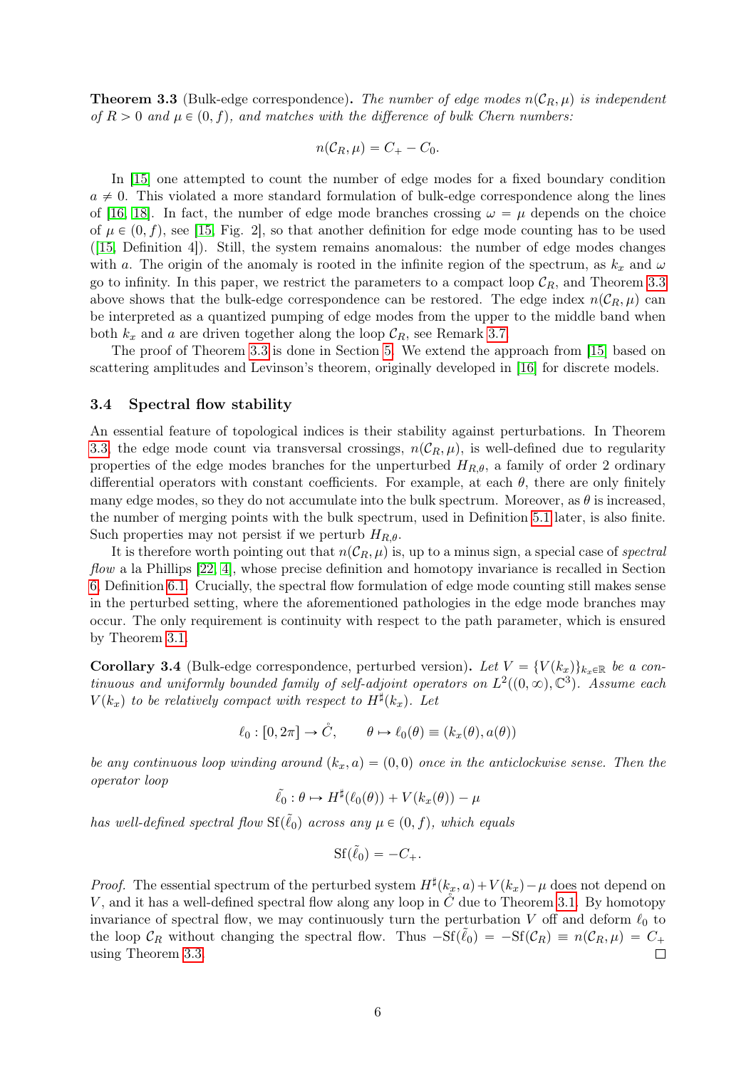**Theorem 3.3** (Bulk-edge correspondence). *The number of edge modes $n(\mathcal{C}_R, \mu)$ is independent of $R > 0$ and $\mu \in (0, f)$, and matches with the difference of bulk Chern numbers:*

$$n(\mathcal{C}_R, \mu) = C_+ - C_0.$$

In [15] one attempted to count the number of edge modes for a fixed boundary condition $a \neq 0$. This violated a more standard formulation of bulk-edge correspondence along the lines of [16, 18]. In fact, the number of edge mode branches crossing $\omega = \mu$ depends on the choice of $\mu \in (0, f)$, see [15, Fig. 2], so that another definition for edge mode counting has to be used ([15, Definition 4]). Still, the system remains anomalous: the number of edge modes changes with $a$. The origin of the anomaly is rooted in the infinite region of the spectrum, as $k_x$ and $\omega$ go to infinity. In this paper, we restrict the parameters to a compact loop $\mathcal{C}_R$, and Theorem 3.3 above shows that the bulk-edge correspondence can be restored. The edge index $n(\mathcal{C}_R, \mu)$ can be interpreted as a quantized pumping of edge modes from the upper to the middle band when both $k_x$ and $a$ are driven together along the loop $\mathcal{C}_R$, see Remark 3.7.

The proof of Theorem 3.3 is done in Section 5. We extend the approach from [15] based on scattering amplitudes and Levinson's theorem, originally developed in [16] for discrete models.

### 3.4 Spectral flow stability

An essential feature of topological indices is their stability against perturbations. In Theorem 3.3, the edge mode count via transversal crossings, $n(\mathcal{C}_R, \mu)$, is well-defined due to regularity properties of the edge modes branches for the unperturbed $H_{R,\theta}$, a family of order 2 ordinary differential operators with constant coefficients. For example, at each $\theta$, there are only finitely many edge modes, so they do not accumulate into the bulk spectrum. Moreover, as $\theta$ is increased, the number of merging points with the bulk spectrum, used in Definition 5.1 later, is also finite. Such properties may not persist if we perturb $H_{R,\theta}$.

It is therefore worth pointing out that $n(\mathcal{C}_R, \mu)$ is, up to a minus sign, a special case of *spectral flow* a la Phillips [22, 4], whose precise definition and homotopy invariance is recalled in Section 6, Definition 6.1. Crucially, the spectral flow formulation of edge mode counting still makes sense in the perturbed setting, where the aforementioned pathologies in the edge mode branches may occur. The only requirement is continuity with respect to the path parameter, which is ensured by Theorem 3.1.

**Corollary 3.4** (Bulk-edge correspondence, perturbed version). *Let $V = \{V(k_x)\}_{k_x \in \mathbb{R}}$ be a continuous and uniformly bounded family of self-adjoint operators on $L^2((0, \infty), \mathbb{C}^3)$. Assume each $V(k_x)$ to be relatively compact with respect to $H^\sharp(k_x)$. Let*

$$\ell_0 : [0, 2\pi] \to \mathring{C}, \qquad \theta \mapsto \ell_0(\theta) \equiv (k_x(\theta), a(\theta))$$

*be any continuous loop winding around $(k_x, a) = (0, 0)$ once in the anticlockwise sense. Then the operator loop*

$$\tilde{\ell}_0 : \theta \mapsto H^\sharp(\ell_0(\theta)) + V(k_x(\theta)) - \mu$$

*has well-defined spectral flow $\mathrm{Sf}(\tilde{\ell}_0)$ across any $\mu \in (0, f)$, which equals*

$$\mathrm{Sf}(\tilde{\ell}_0) = -C_+.$$

*Proof.* The essential spectrum of the perturbed system $H^\sharp(k_x, a) + V(k_x) - \mu$ does not depend on $V$, and it has a well-defined spectral flow along any loop in $\mathring{C}$ due to Theorem 3.1. By homotopy invariance of spectral flow, we may continuously turn the perturbation $V$ off and deform $\ell_0$ to the loop $\mathcal{C}_R$ without changing the spectral flow. Thus $-\mathrm{Sf}(\tilde{\ell}_0) = -\mathrm{Sf}(\mathcal{C}_R) \equiv n(\mathcal{C}_R, \mu) = C_+$ using Theorem 3.3. $\square$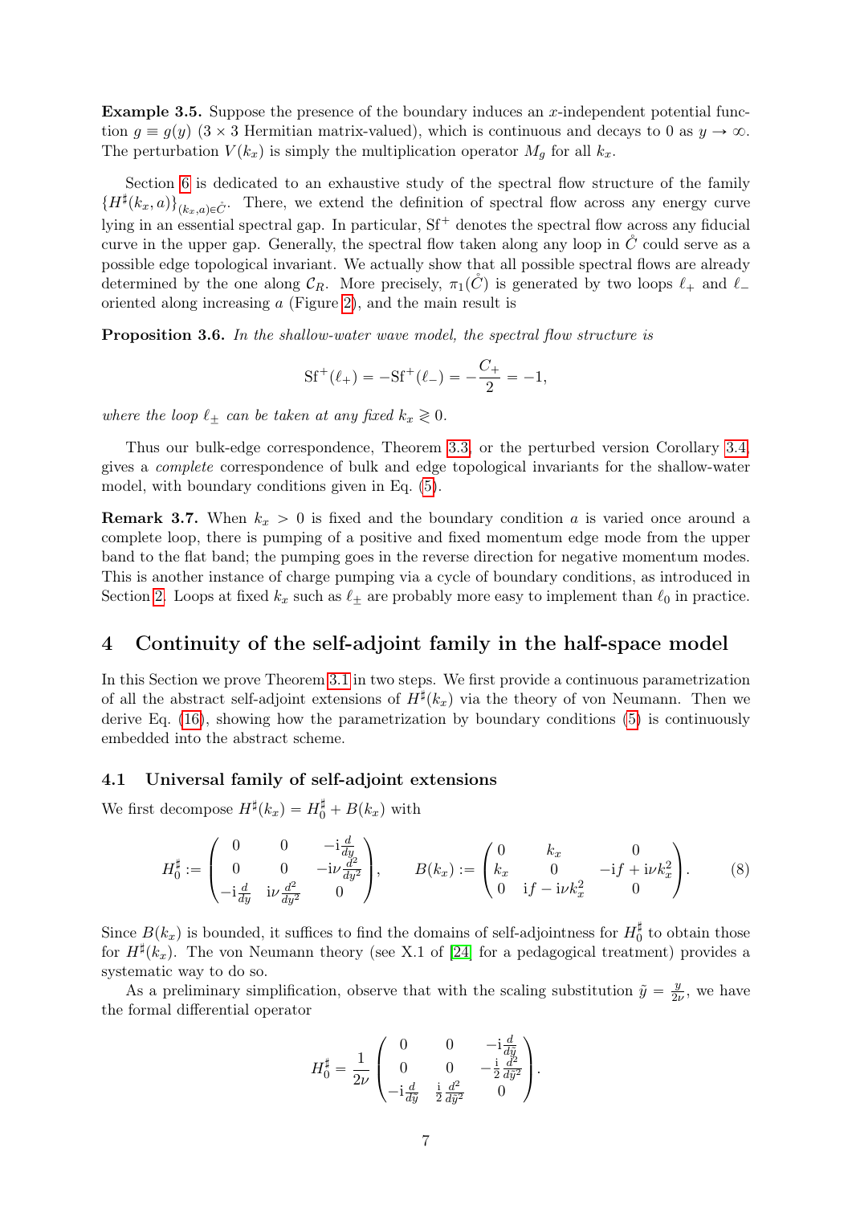**Example 3.5.** Suppose the presence of the boundary induces an $x$-independent potential function $g \equiv g(y)$ ($3\times 3$ Hermitian matrix-valued), which is continuous and decays to 0 as $y \to \infty$. The perturbation $V(k_x)$ is simply the multiplication operator $M_g$ for all $k_x$.

Section 6 is dedicated to an exhaustive study of the spectral flow structure of the family $\{H^\sharp(k_x,a)\}_{(k_x,a)\in\mathring{C}}$. There, we extend the definition of spectral flow across any energy curve lying in an essential spectral gap. In particular, $\mathrm{Sf}^+$ denotes the spectral flow across any fiducial curve in the upper gap. Generally, the spectral flow taken along any loop in $\mathring{C}$ could serve as a possible edge topological invariant. We actually show that all possible spectral flows are already determined by the one along $\mathcal{C}_R$. More precisely, $\pi_1(\mathring{C})$ is generated by two loops $\ell_+$ and $\ell_-$ oriented along increasing $a$ (Figure 2), and the main result is

**Proposition 3.6.** *In the shallow-water wave model, the spectral flow structure is*

$$\mathrm{Sf}^+(\ell_+) = -\mathrm{Sf}^+(\ell_-) = -\frac{C_+}{2} = -1,$$

*where the loop $\ell_\pm$ can be taken at any fixed $k_x \gtrless 0$.*

Thus our bulk-edge correspondence, Theorem 3.3, or the perturbed version Corollary 3.4, gives a *complete* correspondence of bulk and edge topological invariants for the shallow-water model, with boundary conditions given in Eq. (5).

**Remark 3.7.** When $k_x > 0$ is fixed and the boundary condition $a$ is varied once around a complete loop, there is pumping of a positive and fixed momentum edge mode from the upper band to the flat band; the pumping goes in the reverse direction for negative momentum modes. This is another instance of charge pumping via a cycle of boundary conditions, as introduced in Section 2. Loops at fixed $k_x$ such as $\ell_\pm$ are probably more easy to implement than $\ell_0$ in practice.

# 4 Continuity of the self-adjoint family in the half-space model

In this Section we prove Theorem 3.1 in two steps. We first provide a continuous parametrization of all the abstract self-adjoint extensions of $H^\sharp(k_x)$ via the theory of von Neumann. Then we derive Eq. (16), showing how the parametrization by boundary conditions (5) is continuously embedded into the abstract scheme.

## 4.1 Universal family of self-adjoint extensions

We first decompose $H^\sharp(k_x) = H_0^\sharp + B(k_x)$ with

$$H_0^\sharp := \begin{pmatrix} 0 & 0 & -\mathrm{i}\frac{d}{dy} \\ 0 & 0 & -\mathrm{i}\nu\frac{d^2}{dy^2} \\ -\mathrm{i}\frac{d}{dy} & \mathrm{i}\nu\frac{d^2}{dy^2} & 0 \end{pmatrix}, \qquad B(k_x) := \begin{pmatrix} 0 & k_x & 0 \\ k_x & 0 & -\mathrm{i}f + \mathrm{i}\nu k_x^2 \\ 0 & \mathrm{i}f - \mathrm{i}\nu k_x^2 & 0 \end{pmatrix}. \tag{8}$$

Since $B(k_x)$ is bounded, it suffices to find the domains of self-adjointness for $H_0^\sharp$ to obtain those for $H^\sharp(k_x)$. The von Neumann theory (see X.1 of [24] for a pedagogical treatment) provides a systematic way to do so.

As a preliminary simplification, observe that with the scaling substitution $\tilde{y} = \frac{y}{2\nu}$, we have the formal differential operator

$$H_0^\sharp = \frac{1}{2\nu}\begin{pmatrix} 0 & 0 & -\mathrm{i}\frac{d}{d\tilde{y}} \\ 0 & 0 & -\frac{\mathrm{i}}{2}\frac{d^2}{d\tilde{y}^2} \\ -\mathrm{i}\frac{d}{d\tilde{y}} & \frac{\mathrm{i}}{2}\frac{d^2}{d\tilde{y}^2} & 0 \end{pmatrix}.$$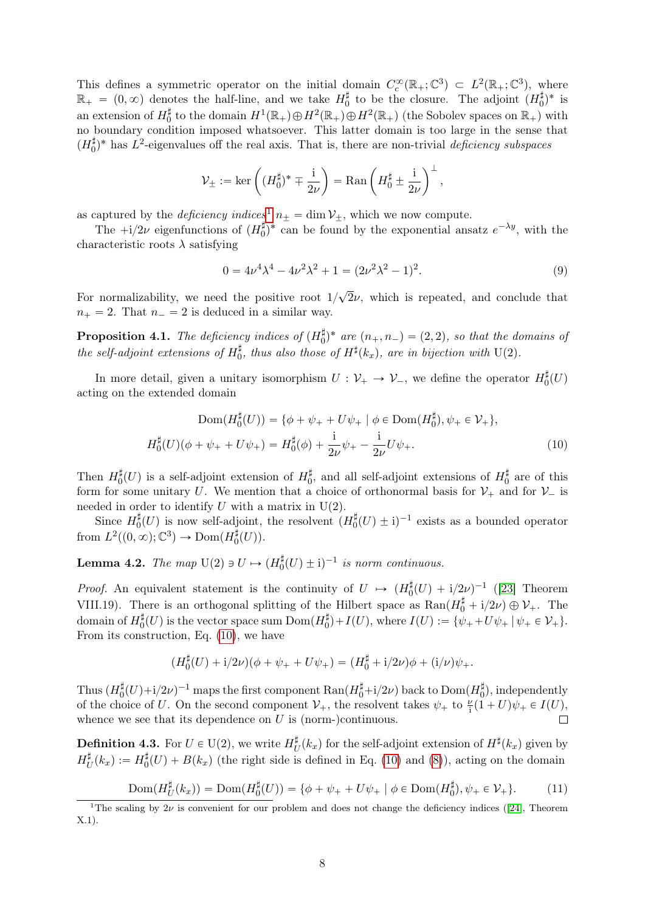This defines a symmetric operator on the initial domain $C_c^\infty(\mathbb{R}_+;\mathbb{C}^3) \subset L^2(\mathbb{R}_+;\mathbb{C}^3)$, where $\mathbb{R}_+ = (0,\infty)$ denotes the half-line, and we take $H_0^\sharp$ to be the closure. The adjoint $(H_0^\sharp)^*$ is an extension of $H_0^\sharp$ to the domain $H^1(\mathbb{R}_+)\oplus H^2(\mathbb{R}_+)\oplus H^2(\mathbb{R}_+)$ (the Sobolev spaces on $\mathbb{R}_+$) with no boundary condition imposed whatsoever. This latter domain is too large in the sense that $(H_0^\sharp)^*$ has $L^2$-eigenvalues off the real axis. That is, there are non-trivial *deficiency subspaces*

$$\mathcal{V}_\pm := \ker\left((H_0^\sharp)^* \mp \frac{\mathrm{i}}{2\nu}\right) = \mathrm{Ran}\left(H_0^\sharp \pm \frac{\mathrm{i}}{2\nu}\right)^\perp,$$

as captured by the *deficiency indices*[1] $n_\pm = \dim \mathcal{V}_\pm$, which we now compute.

The $+\mathrm{i}/2\nu$ eigenfunctions of $(H_0^\sharp)^*$ can be found by the exponential ansatz $e^{-\lambda y}$, with the characteristic roots $\lambda$ satisfying

$$0 = 4\nu^4\lambda^4 - 4\nu^2\lambda^2 + 1 = (2\nu^2\lambda^2 - 1)^2. \tag{9}$$

For normalizability, we need the positive root $1/\sqrt{2}\nu$, which is repeated, and conclude that $n_+ = 2$. That $n_- = 2$ is deduced in a similar way.

**Proposition 4.1.** *The deficiency indices of $(H_0^\sharp)^*$ are $(n_+, n_-) = (2,2)$, so that the domains of the self-adjoint extensions of $H_0^\sharp$, thus also those of $H^\sharp(k_x)$, are in bijection with $\mathrm{U}(2)$.*

In more detail, given a unitary isomorphism $U : \mathcal{V}_+ \to \mathcal{V}_-$, we define the operator $H_0^\sharp(U)$ acting on the extended domain

$$\begin{aligned}
\mathrm{Dom}(H_0^\sharp(U)) &= \{\phi + \psi_+ + U\psi_+ \mid \phi \in \mathrm{Dom}(H_0^\sharp), \psi_+ \in \mathcal{V}_+\},\\
H_0^\sharp(U)(\phi + \psi_+ + U\psi_+) &= H_0^\sharp(\phi) + \frac{\mathrm{i}}{2\nu}\psi_+ - \frac{\mathrm{i}}{2\nu}U\psi_+.
\end{aligned} \tag{10}$$

Then $H_0^\sharp(U)$ is a self-adjoint extension of $H_0^\sharp$, and all self-adjoint extensions of $H_0^\sharp$ are of this form for some unitary $U$. We mention that a choice of orthonormal basis for $\mathcal{V}_+$ and for $\mathcal{V}_-$ is needed in order to identify $U$ with a matrix in $\mathrm{U}(2)$.

Since $H_0^\sharp(U)$ is now self-adjoint, the resolvent $(H_0^\sharp(U) \pm \mathrm{i})^{-1}$ exists as a bounded operator from $L^2((0,\infty);\mathbb{C}^3) \to \mathrm{Dom}(H_0^\sharp(U))$.

**Lemma 4.2.** *The map $\mathrm{U}(2) \ni U \mapsto (H_0^\sharp(U) \pm \mathrm{i})^{-1}$ is norm continuous.*

*Proof.* An equivalent statement is the continuity of $U \mapsto (H_0^\sharp(U) + \mathrm{i}/2\nu)^{-1}$ ([23] Theorem VIII.19). There is an orthogonal splitting of the Hilbert space as $\mathrm{Ran}(H_0^\sharp + \mathrm{i}/2\nu) \oplus \mathcal{V}_+$. The domain of $H_0^\sharp(U)$ is the vector space sum $\mathrm{Dom}(H_0^\sharp) + I(U)$, where $I(U) := \{\psi_+ + U\psi_+ \mid \psi_+ \in \mathcal{V}_+\}$. From its construction, Eq. (10), we have

$$(H_0^\sharp(U) + \mathrm{i}/2\nu)(\phi + \psi_+ + U\psi_+) = (H_0^\sharp + \mathrm{i}/2\nu)\phi + (\mathrm{i}/\nu)\psi_+.$$

Thus $(H_0^\sharp(U) + \mathrm{i}/2\nu)^{-1}$ maps the first component $\mathrm{Ran}(H_0^\sharp + \mathrm{i}/2\nu)$ back to $\mathrm{Dom}(H_0^\sharp)$, independently of the choice of $U$. On the second component $\mathcal{V}_+$, the resolvent takes $\psi_+$ to $\frac{\nu}{\mathrm{i}}(1+U)\psi_+ \in I(U)$, whence we see that its dependence on $U$ is (norm-)continuous. ∎

**Definition 4.3.** For $U \in \mathrm{U}(2)$, we write $H_U^\sharp(k_x)$ for the self-adjoint extension of $H^\sharp(k_x)$ given by $H_U^\sharp(k_x) := H_0^\sharp(U) + B(k_x)$ (the right side is defined in Eq. (10) and (8)), acting on the domain

$$\mathrm{Dom}(H_U^\sharp(k_x)) = \mathrm{Dom}(H_0^\sharp(U)) = \{\phi + \psi_+ + U\psi_+ \mid \phi \in \mathrm{Dom}(H_0^\sharp), \psi_+ \in \mathcal{V}_+\}. \tag{11}$$

[1] The scaling by $2\nu$ is convenient for our problem and does not change the deficiency indices ([24], Theorem X.1).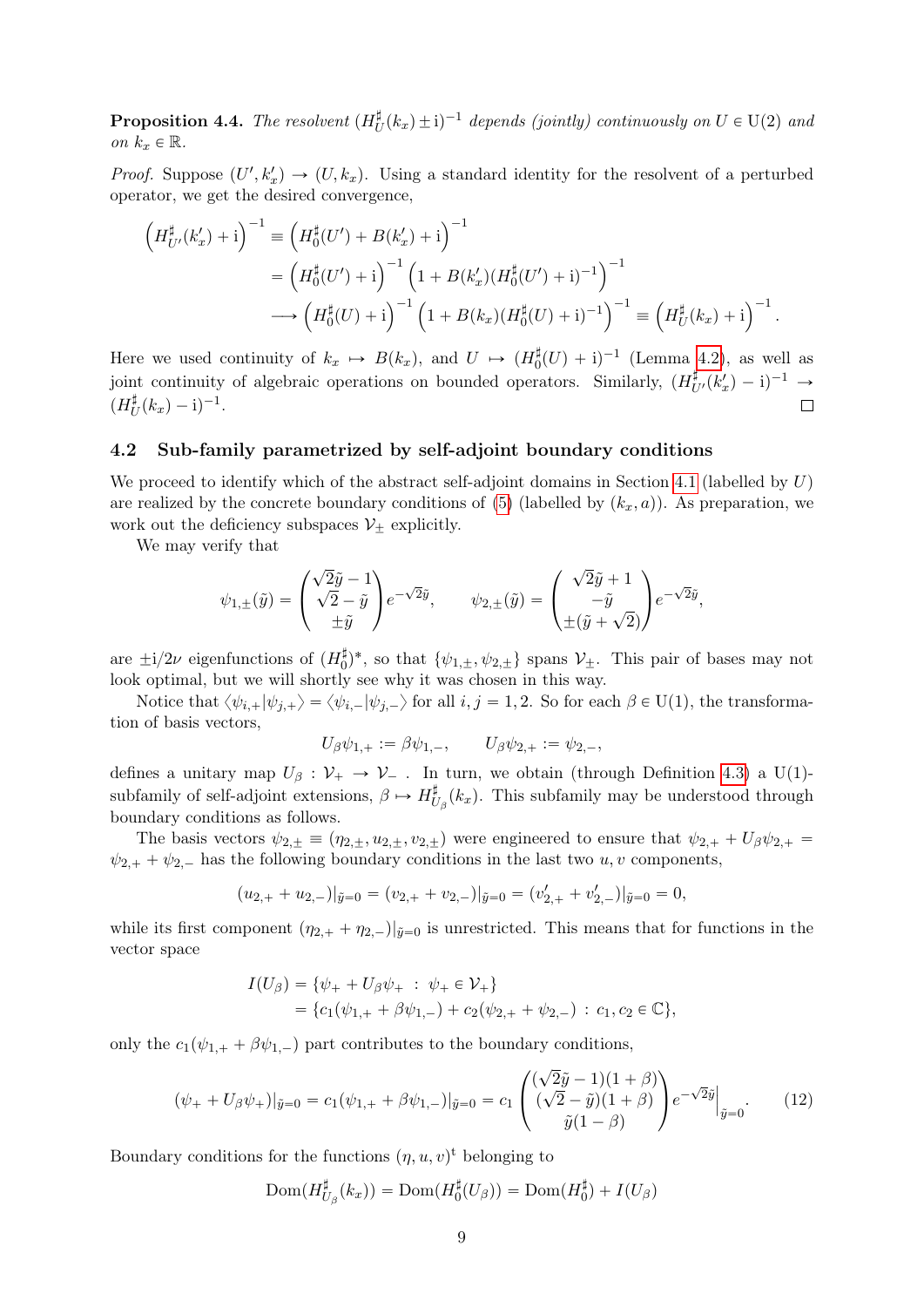**Proposition 4.4.** *The resolvent $(H_U^\sharp(k_x) \pm \mathrm{i})^{-1}$ depends (jointly) continuously on $U \in \mathrm{U}(2)$ and on $k_x \in \mathbb{R}$.*

*Proof.* Suppose $(U', k_x') \to (U, k_x)$. Using a standard identity for the resolvent of a perturbed operator, we get the desired convergence,

$$
\begin{aligned}
\left(H_{U'}^\sharp(k_x') + \mathrm{i}\right)^{-1} &\equiv \left(H_0^\sharp(U') + B(k_x') + \mathrm{i}\right)^{-1} \\
&= \left(H_0^\sharp(U') + \mathrm{i}\right)^{-1}\left(1 + B(k_x')(H_0^\sharp(U') + \mathrm{i})^{-1}\right)^{-1} \\
&\longrightarrow \left(H_0^\sharp(U) + \mathrm{i}\right)^{-1}\left(1 + B(k_x)(H_0^\sharp(U) + \mathrm{i})^{-1}\right)^{-1} \equiv \left(H_U^\sharp(k_x) + \mathrm{i}\right)^{-1}.
\end{aligned}
$$

Here we used continuity of $k_x \mapsto B(k_x)$, and $U \mapsto (H_0^\sharp(U) + \mathrm{i})^{-1}$ (Lemma 4.2), as well as joint continuity of algebraic operations on bounded operators. Similarly, $(H_{U'}^\sharp(k_x') - \mathrm{i})^{-1} \to (H_U^\sharp(k_x) - \mathrm{i})^{-1}$. □

## 4.2 Sub-family parametrized by self-adjoint boundary conditions

We proceed to identify which of the abstract self-adjoint domains in Section 4.1 (labelled by $U$) are realized by the concrete boundary conditions of (5) (labelled by $(k_x, a)$). As preparation, we work out the deficiency subspaces $\mathcal{V}_\pm$ explicitly.

We may verify that

$$
\psi_{1,\pm}(\tilde{y}) = \begin{pmatrix} \sqrt{2}\tilde{y} - 1 \\ \sqrt{2} - \tilde{y} \\ \pm\tilde{y} \end{pmatrix} e^{-\sqrt{2}\tilde{y}}, \qquad \psi_{2,\pm}(\tilde{y}) = \begin{pmatrix} \sqrt{2}\tilde{y} + 1 \\ -\tilde{y} \\ \pm(\tilde{y} + \sqrt{2}) \end{pmatrix} e^{-\sqrt{2}\tilde{y}},
$$

are $\pm\mathrm{i}/2\nu$ eigenfunctions of $(H_0^\sharp)^*$, so that $\{\psi_{1,\pm}, \psi_{2,\pm}\}$ spans $\mathcal{V}_\pm$. This pair of bases may not look optimal, but we will shortly see why it was chosen in this way.

Notice that $\langle \psi_{i,+} | \psi_{j,+} \rangle = \langle \psi_{i,-} | \psi_{j,-} \rangle$ for all $i, j = 1, 2$. So for each $\beta \in \mathrm{U}(1)$, the transformation of basis vectors,

$$
U_\beta \psi_{1,+} := \beta \psi_{1,-}, \qquad U_\beta \psi_{2,+} := \psi_{2,-},
$$

defines a unitary map $U_\beta : \mathcal{V}_+ \to \mathcal{V}_-$ . In turn, we obtain (through Definition 4.3) a U(1)-subfamily of self-adjoint extensions, $\beta \mapsto H_{U_\beta}^\sharp(k_x)$. This subfamily may be understood through boundary conditions as follows.

The basis vectors $\psi_{2,\pm} \equiv (\eta_{2,\pm}, u_{2,\pm}, v_{2,\pm})$ were engineered to ensure that $\psi_{2,+} + U_\beta \psi_{2,+} = \psi_{2,+} + \psi_{2,-}$ has the following boundary conditions in the last two $u, v$ components,

$$
(u_{2,+} + u_{2,-})|_{\tilde{y}=0} = (v_{2,+} + v_{2,-})|_{\tilde{y}=0} = (v_{2,+}' + v_{2,-}')|_{\tilde{y}=0} = 0,
$$

while its first component $(\eta_{2,+} + \eta_{2,-})|_{\tilde{y}=0}$ is unrestricted. This means that for functions in the vector space

$$
\begin{aligned}
I(U_\beta) &= \{\psi_+ + U_\beta \psi_+ \ : \ \psi_+ \in \mathcal{V}_+\} \\
&= \{c_1(\psi_{1,+} + \beta\psi_{1,-}) + c_2(\psi_{2,+} + \psi_{2,-}) \ : \ c_1, c_2 \in \mathbb{C}\},
\end{aligned}
$$

only the $c_1(\psi_{1,+} + \beta\psi_{1,-})$ part contributes to the boundary conditions,

$$
(\psi_+ + U_\beta\psi_+)|_{\tilde{y}=0} = c_1(\psi_{1,+} + \beta\psi_{1,-})|_{\tilde{y}=0} = c_1 \begin{pmatrix} (\sqrt{2}\tilde{y} - 1)(1 + \beta) \\ (\sqrt{2} - \tilde{y})(1 + \beta) \\ \tilde{y}(1 - \beta) \end{pmatrix} e^{-\sqrt{2}\tilde{y}}\Big|_{\tilde{y}=0}. \tag{12}
$$

Boundary conditions for the functions $(\eta, u, v)^{\mathrm{t}}$ belonging to

$$
\mathrm{Dom}(H_{U_\beta}^\sharp(k_x)) = \mathrm{Dom}(H_0^\sharp(U_\beta)) = \mathrm{Dom}(H_0^\sharp) + I(U_\beta)
$$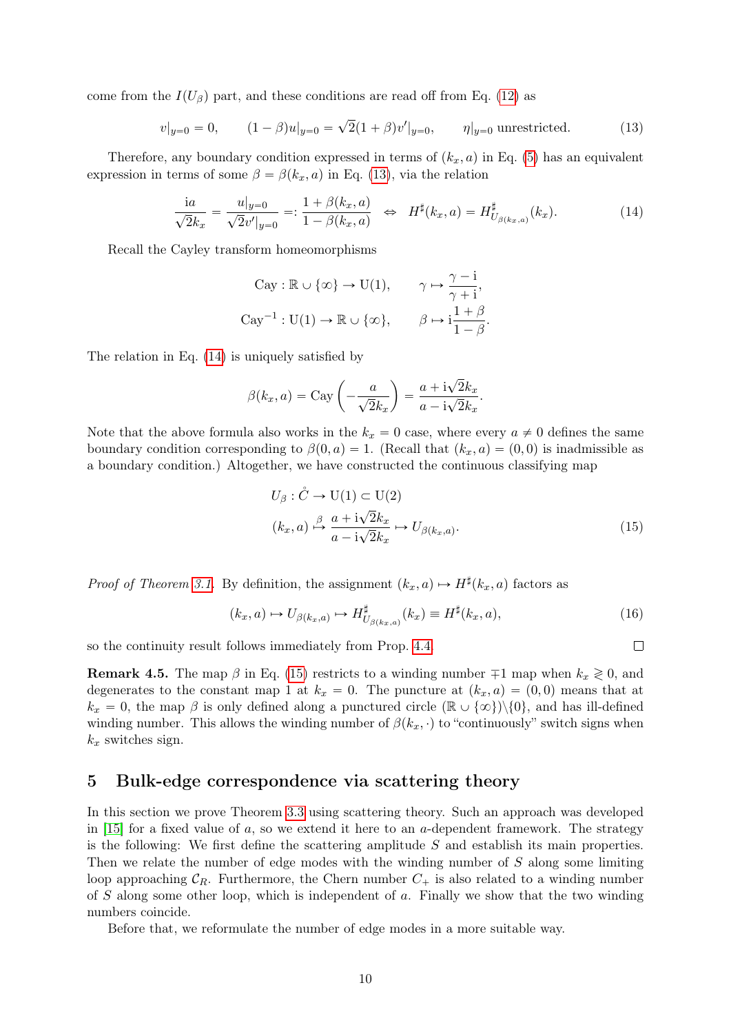come from the $I(U_\beta)$ part, and these conditions are read off from Eq. (12) as

$$v|_{y=0} = 0, \qquad (1-\beta)u|_{y=0} = \sqrt{2}(1+\beta)v'|_{y=0}, \qquad \eta|_{y=0} \text{ unrestricted.} \tag{13}$$

Therefore, any boundary condition expressed in terms of $(k_x, a)$ in Eq. (5) has an equivalent expression in terms of some $\beta = \beta(k_x, a)$ in Eq. (13), via the relation

$$\frac{\mathrm{i}a}{\sqrt{2}k_x} = \frac{u|_{y=0}}{\sqrt{2}v'|_{y=0}} =: \frac{1+\beta(k_x,a)}{1-\beta(k_x,a)} \;\Leftrightarrow\; H^\sharp(k_x,a) = H^\sharp_{U_{\beta(k_x,a)}}(k_x). \tag{14}$$

Recall the Cayley transform homeomorphisms

$$\begin{aligned}
\mathrm{Cay} : \mathbb{R}\cup\{\infty\} \to \mathrm{U}(1), &\qquad \gamma \mapsto \frac{\gamma - \mathrm{i}}{\gamma + \mathrm{i}},\\
\mathrm{Cay}^{-1} : \mathrm{U}(1) \to \mathbb{R}\cup\{\infty\}, &\qquad \beta \mapsto \mathrm{i}\frac{1+\beta}{1-\beta}.
\end{aligned}$$

The relation in Eq. (14) is uniquely satisfied by

$$\beta(k_x, a) = \mathrm{Cay}\left(-\frac{a}{\sqrt{2}k_x}\right) = \frac{a + \mathrm{i}\sqrt{2}k_x}{a - \mathrm{i}\sqrt{2}k_x}.$$

Note that the above formula also works in the $k_x = 0$ case, where every $a \neq 0$ defines the same boundary condition corresponding to $\beta(0, a) = 1$. (Recall that $(k_x, a) = (0, 0)$ is inadmissible as a boundary condition.) Altogether, we have constructed the continuous classifying map

$$\begin{aligned}
U_\beta : \mathring{C} &\to \mathrm{U}(1) \subset \mathrm{U}(2)\\
(k_x, a) &\overset{\beta}{\mapsto} \frac{a + \mathrm{i}\sqrt{2}k_x}{a - \mathrm{i}\sqrt{2}k_x} \mapsto U_{\beta(k_x,a)}.
\end{aligned} \tag{15}$$

*Proof of Theorem 3.1.* By definition, the assignment $(k_x, a) \mapsto H^\sharp(k_x, a)$ factors as

$$(k_x, a) \mapsto U_{\beta(k_x,a)} \mapsto H^\sharp_{U_{\beta(k_x,a)}}(k_x) \equiv H^\sharp(k_x, a), \tag{16}$$

so the continuity result follows immediately from Prop. 4.4. □

**Remark 4.5.** The map $\beta$ in Eq. (15) restricts to a winding number $\mp 1$ map when $k_x \gtrless 0$, and degenerates to the constant map 1 at $k_x = 0$. The puncture at $(k_x, a) = (0, 0)$ means that at $k_x = 0$, the map $\beta$ is only defined along a punctured circle $(\mathbb{R}\cup\{\infty\})\backslash\{0\}$, and has ill-defined winding number. This allows the winding number of $\beta(k_x, \cdot)$ to "continuously" switch signs when $k_x$ switches sign.

## 5 Bulk-edge correspondence via scattering theory

In this section we prove Theorem 3.3 using scattering theory. Such an approach was developed in [15] for a fixed value of $a$, so we extend it here to an $a$-dependent framework. The strategy is the following: We first define the scattering amplitude $S$ and establish its main properties. Then we relate the number of edge modes with the winding number of $S$ along some limiting loop approaching $\mathcal{C}_R$. Furthermore, the Chern number $C_+$ is also related to a winding number of $S$ along some other loop, which is independent of $a$. Finally we show that the two winding numbers coincide.

Before that, we reformulate the number of edge modes in a more suitable way.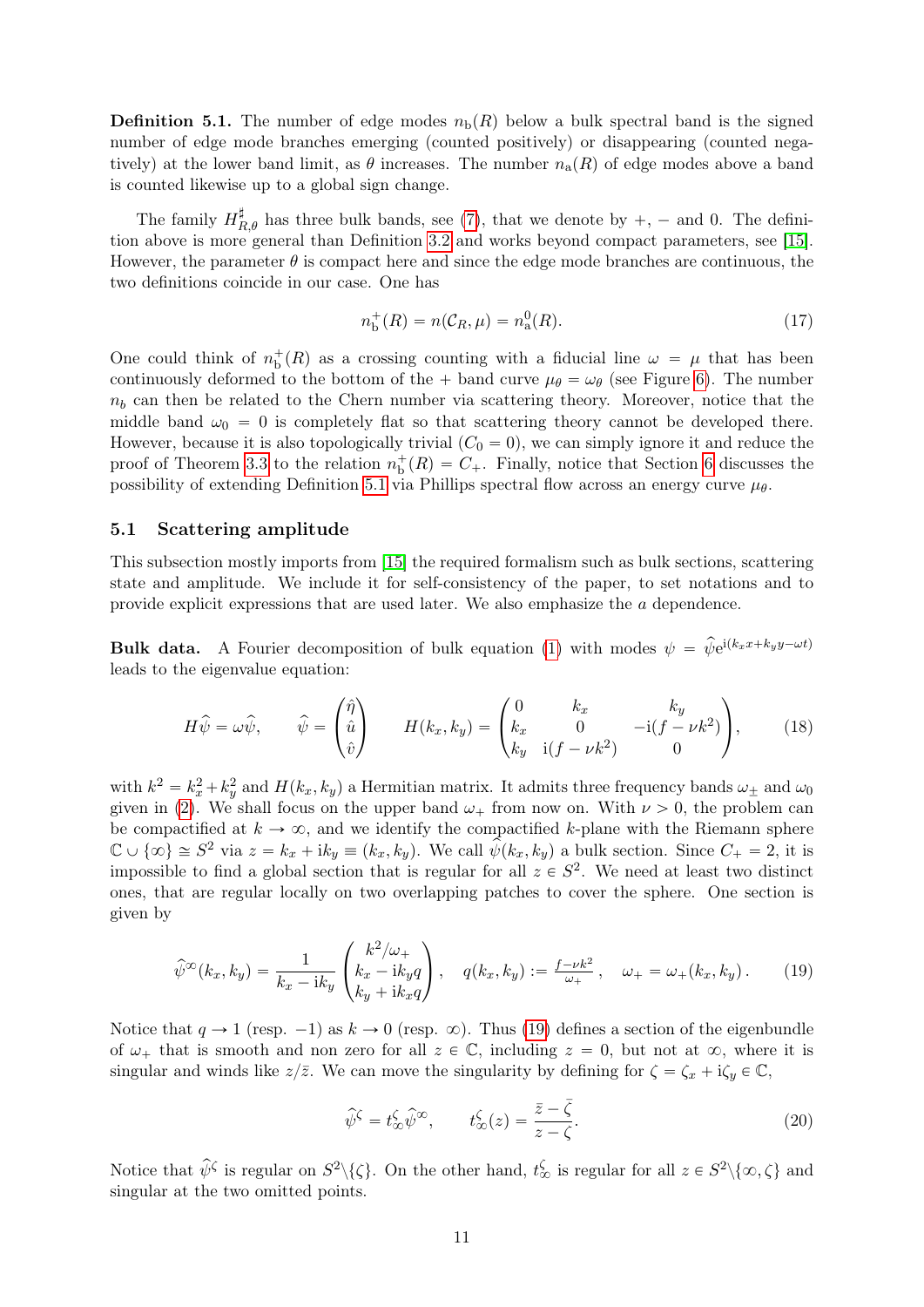**Definition 5.1.** The number of edge modes $n_{\mathrm{b}}(R)$ below a bulk spectral band is the signed number of edge mode branches emerging (counted positively) or disappearing (counted negatively) at the lower band limit, as $\theta$ increases. The number $n_{\mathrm{a}}(R)$ of edge modes above a band is counted likewise up to a global sign change.

The family $H^\sharp_{R,\theta}$ has three bulk bands, see (7), that we denote by $+$, $-$ and $0$. The definition above is more general than Definition 3.2 and works beyond compact parameters, see [15]. However, the parameter $\theta$ is compact here and since the edge mode branches are continuous, the two definitions coincide in our case. One has

$$n^+_{\mathrm{b}}(R) = n(\mathcal{C}_R, \mu) = n^0_{\mathrm{a}}(R). \tag{17}$$

One could think of $n^+_{\mathrm{b}}(R)$ as a crossing counting with a fiducial line $\omega = \mu$ that has been continuously deformed to the bottom of the $+$ band curve $\mu_\theta = \omega_\theta$ (see Figure 6). The number $n_b$ can then be related to the Chern number via scattering theory. Moreover, notice that the middle band $\omega_0 = 0$ is completely flat so that scattering theory cannot be developed there. However, because it is also topologically trivial ($C_0 = 0$), we can simply ignore it and reduce the proof of Theorem 3.3 to the relation $n^+_{\mathrm{b}}(R) = C_+$. Finally, notice that Section 6 discusses the possibility of extending Definition 5.1 via Phillips spectral flow across an energy curve $\mu_\theta$.

## 5.1 Scattering amplitude

This subsection mostly imports from [15] the required formalism such as bulk sections, scattering state and amplitude. We include it for self-consistency of the paper, to set notations and to provide explicit expressions that are used later. We also emphasize the $a$ dependence.

**Bulk data.** A Fourier decomposition of bulk equation (1) with modes $\psi = \widehat{\psi} e^{\mathrm{i}(k_x x + k_y y - \omega t)}$ leads to the eigenvalue equation:

$$H\widehat{\psi} = \omega\widehat{\psi}, \qquad \widehat{\psi} = \begin{pmatrix} \hat{\eta} \\ \hat{u} \\ \hat{v} \end{pmatrix} \qquad H(k_x, k_y) = \begin{pmatrix} 0 & k_x & k_y \\ k_x & 0 & -\mathrm{i}(f - \nu k^2) \\ k_y & \mathrm{i}(f - \nu k^2) & 0 \end{pmatrix}, \tag{18}$$

with $k^2 = k_x^2 + k_y^2$ and $H(k_x, k_y)$ a Hermitian matrix. It admits three frequency bands $\omega_\pm$ and $\omega_0$ given in (2). We shall focus on the upper band $\omega_+$ from now on. With $\nu > 0$, the problem can be compactified at $k \to \infty$, and we identify the compactified $k$-plane with the Riemann sphere $\mathbb{C} \cup \{\infty\} \cong S^2$ via $z = k_x + \mathrm{i}k_y \equiv (k_x, k_y)$. We call $\widehat{\psi}(k_x, k_y)$ a bulk section. Since $C_+ = 2$, it is impossible to find a global section that is regular for all $z \in S^2$. We need at least two distinct ones, that are regular locally on two overlapping patches to cover the sphere. One section is given by

$$\widehat{\psi}^\infty(k_x, k_y) = \frac{1}{k_x - \mathrm{i}k_y} \begin{pmatrix} k^2/\omega_+ \\ k_x - \mathrm{i}k_y q \\ k_y + \mathrm{i}k_x q \end{pmatrix}, \quad q(k_x, k_y) := \tfrac{f - \nu k^2}{\omega_+}, \quad \omega_+ = \omega_+(k_x, k_y). \tag{19}$$

Notice that $q \to 1$ (resp. $-1$) as $k \to 0$ (resp. $\infty$). Thus (19) defines a section of the eigenbundle of $\omega_+$ that is smooth and non zero for all $z \in \mathbb{C}$, including $z = 0$, but not at $\infty$, where it is singular and winds like $z/\bar{z}$. We can move the singularity by defining for $\zeta = \zeta_x + \mathrm{i}\zeta_y \in \mathbb{C}$,

$$\widehat{\psi}^\zeta = t^\zeta_\infty \widehat{\psi}^\infty, \qquad t^\zeta_\infty(z) = \frac{\bar{z} - \bar{\zeta}}{z - \zeta}. \tag{20}$$

Notice that $\widehat{\psi}^\zeta$ is regular on $S^2 \backslash \{\zeta\}$. On the other hand, $t^\zeta_\infty$ is regular for all $z \in S^2 \backslash \{\infty, \zeta\}$ and singular at the two omitted points.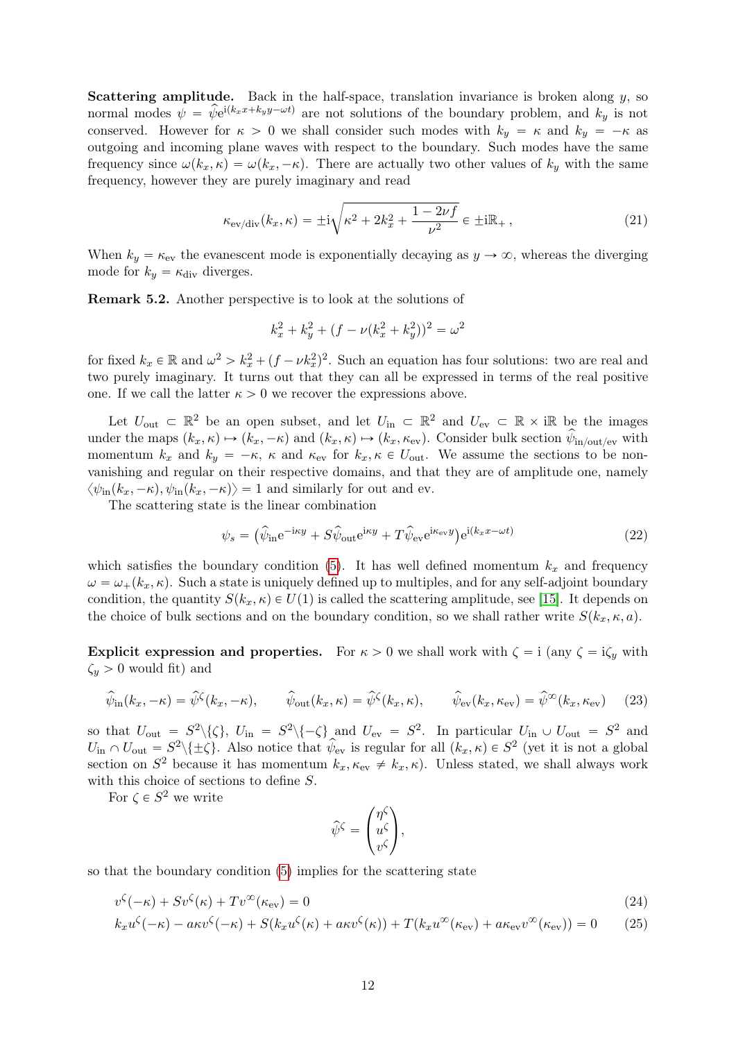**Scattering amplitude.** Back in the half-space, translation invariance is broken along $y$, so normal modes $\psi = \widehat{\psi} e^{i(k_x x + k_y y - \omega t)}$ are not solutions of the boundary problem, and $k_y$ is not conserved. However for $\kappa > 0$ we shall consider such modes with $k_y = \kappa$ and $k_y = -\kappa$ as outgoing and incoming plane waves with respect to the boundary. Such modes have the same frequency since $\omega(k_x, \kappa) = \omega(k_x, -\kappa)$. There are actually two other values of $k_y$ with the same frequency, however they are purely imaginary and read

$$\kappa_{\mathrm{ev/div}}(k_x, \kappa) = \pm i \sqrt{\kappa^2 + 2k_x^2 + \frac{1 - 2\nu f}{\nu^2}} \in \pm i\mathbb{R}_+ \,, \tag{21}$$

When $k_y = \kappa_{\mathrm{ev}}$ the evanescent mode is exponentially decaying as $y \to \infty$, whereas the diverging mode for $k_y = \kappa_{\mathrm{div}}$ diverges.

**Remark 5.2.** Another perspective is to look at the solutions of

$$k_x^2 + k_y^2 + (f - \nu(k_x^2 + k_y^2))^2 = \omega^2$$

for fixed $k_x \in \mathbb{R}$ and $\omega^2 > k_x^2 + (f - \nu k_x^2)^2$. Such an equation has four solutions: two are real and two purely imaginary. It turns out that they can all be expressed in terms of the real positive one. If we call the latter $\kappa > 0$ we recover the expressions above.

Let $U_{\mathrm{out}} \subset \mathbb{R}^2$ be an open subset, and let $U_{\mathrm{in}} \subset \mathbb{R}^2$ and $U_{\mathrm{ev}} \subset \mathbb{R} \times i\mathbb{R}$ be the images under the maps $(k_x, \kappa) \mapsto (k_x, -\kappa)$ and $(k_x, \kappa) \mapsto (k_x, \kappa_{\mathrm{ev}})$. Consider bulk section $\widehat{\psi}_{\mathrm{in/out/ev}}$ with momentum $k_x$ and $k_y = -\kappa$, $\kappa$ and $\kappa_{\mathrm{ev}}$ for $k_x, \kappa \in U_{\mathrm{out}}$. We assume the sections to be non-vanishing and regular on their respective domains, and that they are of amplitude one, namely $\langle \psi_{\mathrm{in}}(k_x, -\kappa), \psi_{\mathrm{in}}(k_x, -\kappa) \rangle = 1$ and similarly for out and ev.

The scattering state is the linear combination

$$\psi_s = \left( \widehat{\psi}_{\mathrm{in}} e^{-i\kappa y} + S \widehat{\psi}_{\mathrm{out}} e^{i\kappa y} + T \widehat{\psi}_{\mathrm{ev}} e^{i\kappa_{\mathrm{ev}} y} \right) e^{i(k_x x - \omega t)} \tag{22}$$

which satisfies the boundary condition (5). It has well defined momentum $k_x$ and frequency $\omega = \omega_+(k_x, \kappa)$. Such a state is uniquely defined up to multiples, and for any self-adjoint boundary condition, the quantity $S(k_x, \kappa) \in U(1)$ is called the scattering amplitude, see [15]. It depends on the choice of bulk sections and on the boundary condition, so we shall rather write $S(k_x, \kappa, a)$.

**Explicit expression and properties.** For $\kappa > 0$ we shall work with $\zeta = i$ (any $\zeta = i\zeta_y$ with $\zeta_y > 0$ would fit) and

$$\widehat{\psi}_{\mathrm{in}}(k_x, -\kappa) = \widehat{\psi}^{\zeta}(k_x, -\kappa), \qquad \widehat{\psi}_{\mathrm{out}}(k_x, \kappa) = \widehat{\psi}^{\zeta}(k_x, \kappa), \qquad \widehat{\psi}_{\mathrm{ev}}(k_x, \kappa_{\mathrm{ev}}) = \widehat{\psi}^{\infty}(k_x, \kappa_{\mathrm{ev}}) \tag{23}$$

so that $U_{\mathrm{out}} = S^2 \backslash \{\zeta\}$, $U_{\mathrm{in}} = S^2 \backslash \{-\zeta\}$ and $U_{\mathrm{ev}} = S^2$. In particular $U_{\mathrm{in}} \cup U_{\mathrm{out}} = S^2$ and $U_{\mathrm{in}} \cap U_{\mathrm{out}} = S^2 \backslash \{\pm\zeta\}$. Also notice that $\widehat{\psi}_{\mathrm{ev}}$ is regular for all $(k_x, \kappa) \in S^2$ (yet it is not a global section on $S^2$ because it has momentum $k_x, \kappa_{\mathrm{ev}} \neq k_x, \kappa$). Unless stated, we shall always work with this choice of sections to define $S$.

For $\zeta \in S^2$ we write

$$\widehat{\psi}^{\zeta} = \begin{pmatrix} \eta^{\zeta} \\ u^{\zeta} \\ v^{\zeta} \end{pmatrix},$$

so that the boundary condition (5) implies for the scattering state

$$v^{\zeta}(-\kappa) + S v^{\zeta}(\kappa) + T v^{\infty}(\kappa_{\mathrm{ev}}) = 0 \tag{24}$$

$$k_x u^{\zeta}(-\kappa) - a\kappa v^{\zeta}(-\kappa) + S(k_x u^{\zeta}(\kappa) + a\kappa v^{\zeta}(\kappa)) + T(k_x u^{\infty}(\kappa_{\mathrm{ev}}) + a\kappa_{\mathrm{ev}} v^{\infty}(\kappa_{\mathrm{ev}})) = 0 \tag{25}$$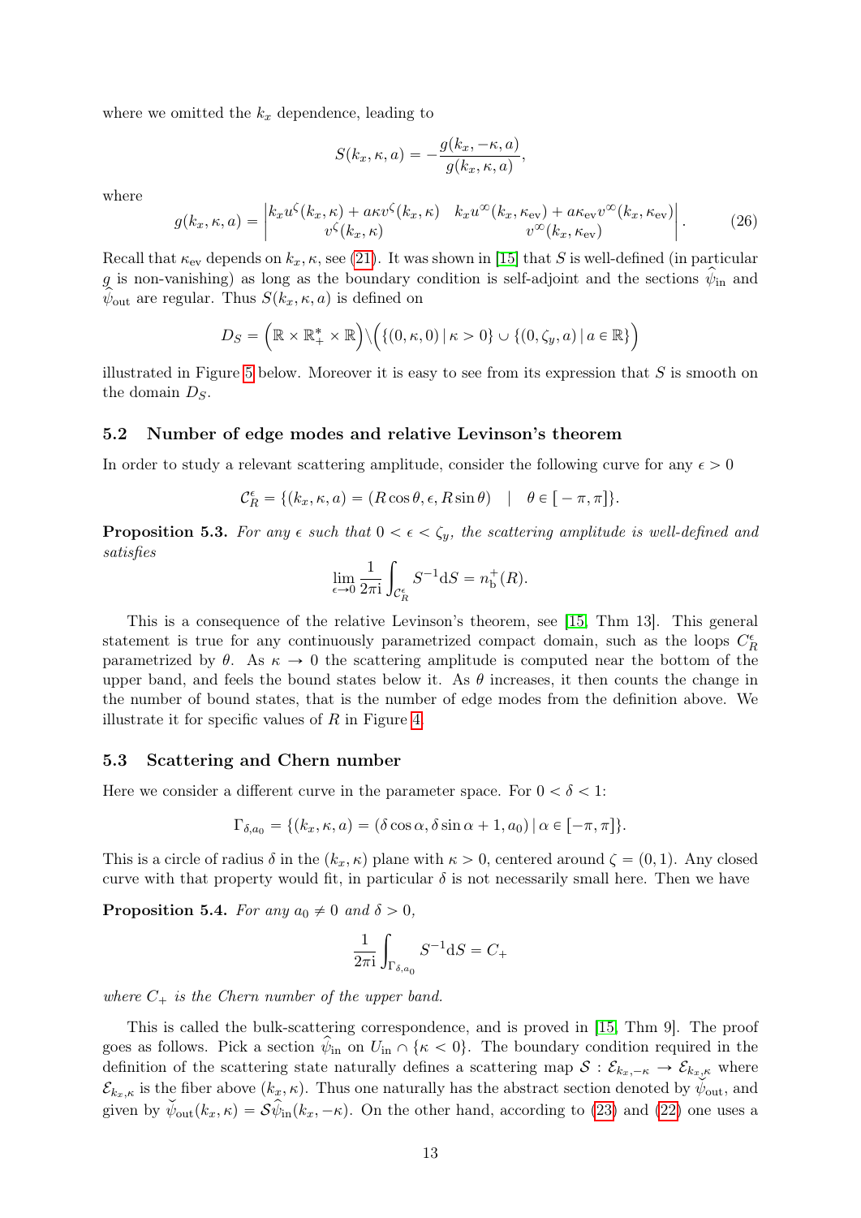where we omitted the $k_x$ dependence, leading to

$$S(k_x, \kappa, a) = -\frac{g(k_x, -\kappa, a)}{g(k_x, \kappa, a)},$$

where

$$g(k_x, \kappa, a) = \begin{vmatrix} k_x u^{\zeta}(k_x, \kappa) + a\kappa v^{\zeta}(k_x, \kappa) & k_x u^{\infty}(k_x, \kappa_{\mathrm{ev}}) + a\kappa_{\mathrm{ev}} v^{\infty}(k_x, \kappa_{\mathrm{ev}}) \\ v^{\zeta}(k_x, \kappa) & v^{\infty}(k_x, \kappa_{\mathrm{ev}}) \end{vmatrix}. \tag{26}$$

Recall that $\kappa_{\mathrm{ev}}$ depends on $k_x, \kappa$, see (21). It was shown in [15] that $S$ is well-defined (in particular $g$ is non-vanishing) as long as the boundary condition is self-adjoint and the sections $\widehat{\psi}_{\mathrm{in}}$ and $\widehat{\psi}_{\mathrm{out}}$ are regular. Thus $S(k_x, \kappa, a)$ is defined on

$$D_S = \Big(\mathbb{R} \times \mathbb{R}_+^* \times \mathbb{R}\Big) \backslash \Big(\{(0, \kappa, 0) \,|\, \kappa > 0\} \cup \{(0, \zeta_y, a) \,|\, a \in \mathbb{R}\}\Big)$$

illustrated in Figure 5 below. Moreover it is easy to see from its expression that $S$ is smooth on the domain $D_S$.

### 5.2 Number of edge modes and relative Levinson's theorem

In order to study a relevant scattering amplitude, consider the following curve for any $\epsilon > 0$

$$\mathcal{C}_R^{\epsilon} = \{(k_x, \kappa, a) = (R\cos\theta, \epsilon, R\sin\theta) \quad | \quad \theta \in [-\pi, \pi]\}.$$

**Proposition 5.3.** *For any $\epsilon$ such that $0 < \epsilon < \zeta_y$, the scattering amplitude is well-defined and satisfies*

$$\lim_{\epsilon \to 0} \frac{1}{2\pi \mathrm{i}} \int_{\mathcal{C}_R^{\epsilon}} S^{-1} \mathrm{d}S = n_{\mathrm{b}}^{+}(R).$$

This is a consequence of the relative Levinson's theorem, see [15, Thm 13]. This general statement is true for any continuously parametrized compact domain, such as the loops $C_R^{\epsilon}$ parametrized by $\theta$. As $\kappa \to 0$ the scattering amplitude is computed near the bottom of the upper band, and feels the bound states below it. As $\theta$ increases, it then counts the change in the number of bound states, that is the number of edge modes from the definition above. We illustrate it for specific values of $R$ in Figure 4.

### 5.3 Scattering and Chern number

Here we consider a different curve in the parameter space. For $0 < \delta < 1$:

$$\Gamma_{\delta, a_0} = \{(k_x, \kappa, a) = (\delta\cos\alpha, \delta\sin\alpha + 1, a_0) \,|\, \alpha \in [-\pi, \pi]\}.$$

This is a circle of radius $\delta$ in the $(k_x, \kappa)$ plane with $\kappa > 0$, centered around $\zeta = (0, 1)$. Any closed curve with that property would fit, in particular $\delta$ is not necessarily small here. Then we have

**Proposition 5.4.** *For any $a_0 \neq 0$ and $\delta > 0$,*

$$\frac{1}{2\pi \mathrm{i}} \int_{\Gamma_{\delta, a_0}} S^{-1} \mathrm{d}S = C_+$$

*where $C_+$ is the Chern number of the upper band.*

This is called the bulk-scattering correspondence, and is proved in [15, Thm 9]. The proof goes as follows. Pick a section $\widehat{\psi}_{\mathrm{in}}$ on $U_{\mathrm{in}} \cap \{\kappa < 0\}$. The boundary condition required in the definition of the scattering state naturally defines a scattering map $\mathcal{S} : \mathcal{E}_{k_x, -\kappa} \to \mathcal{E}_{k_x, \kappa}$ where $\mathcal{E}_{k_x, \kappa}$ is the fiber above $(k_x, \kappa)$. Thus one naturally has the abstract section denoted by $\check{\psi}_{\mathrm{out}}$, and given by $\check{\psi}_{\mathrm{out}}(k_x, \kappa) = \mathcal{S}\widehat{\psi}_{\mathrm{in}}(k_x, -\kappa)$. On the other hand, according to (23) and (22) one uses a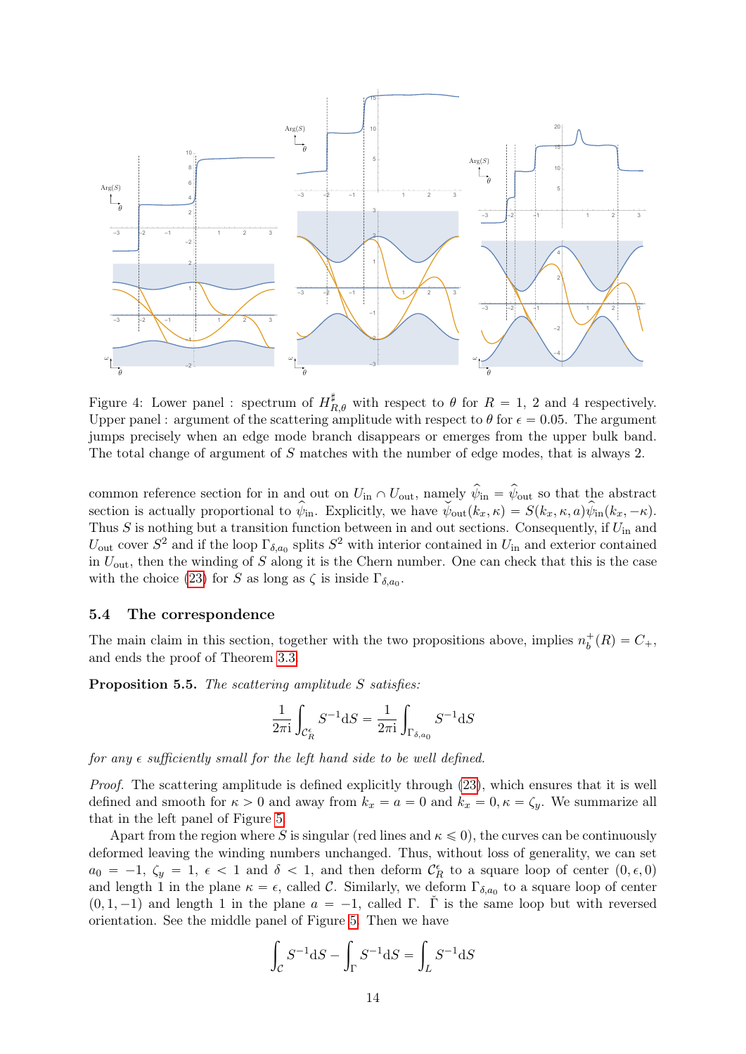Figure 4: Lower panel : spectrum of $H^\sharp_{R,\theta}$ with respect to $\theta$ for $R = 1$, 2 and 4 respectively. Upper panel : argument of the scattering amplitude with respect to $\theta$ for $\epsilon = 0.05$. The argument jumps precisely when an edge mode branch disappears or emerges from the upper bulk band. The total change of argument of $S$ matches with the number of edge modes, that is always 2.

common reference section for in and out on $U_{\text{in}} \cap U_{\text{out}}$, namely $\widehat{\psi}_{\text{in}} = \widehat{\psi}_{\text{out}}$ so that the abstract section is actually proportional to $\widehat{\psi}_{\text{in}}$. Explicitly, we have $\check{\psi}_{\text{out}}(k_x, \kappa) = S(k_x, \kappa, a)\widehat{\psi}_{\text{in}}(k_x, -\kappa)$. Thus $S$ is nothing but a transition function between in and out sections. Consequently, if $U_{\text{in}}$ and $U_{\text{out}}$ cover $S^2$ and if the loop $\Gamma_{\delta,a_0}$ splits $S^2$ with interior contained in $U_{\text{in}}$ and exterior contained in $U_{\text{out}}$, then the winding of $S$ along it is the Chern number. One can check that this is the case with the choice (23) for $S$ as long as $\zeta$ is inside $\Gamma_{\delta,a_0}$.

### 5.4 The correspondence

The main claim in this section, together with the two propositions above, implies $n_b^+(R) = C_+$, and ends the proof of Theorem 3.3.

**Proposition 5.5.** *The scattering amplitude $S$ satisfies:*

$$\frac{1}{2\pi \mathrm{i}} \int_{\mathcal{C}_R^\epsilon} S^{-1} \mathrm{d}S = \frac{1}{2\pi \mathrm{i}} \int_{\Gamma_{\delta,a_0}} S^{-1} \mathrm{d}S$$

*for any $\epsilon$ sufficiently small for the left hand side to be well defined.*

*Proof.* The scattering amplitude is defined explicitly through (23), which ensures that it is well defined and smooth for $\kappa > 0$ and away from $k_x = a = 0$ and $k_x = 0, \kappa = \zeta_y$. We summarize all that in the left panel of Figure 5.

Apart from the region where $S$ is singular (red lines and $\kappa \leqslant 0$), the curves can be continuously deformed leaving the winding numbers unchanged. Thus, without loss of generality, we can set $a_0 = -1$, $\zeta_y = 1$, $\epsilon < 1$ and $\delta < 1$, and then deform $\mathcal{C}_R^\epsilon$ to a square loop of center $(0, \epsilon, 0)$ and length 1 in the plane $\kappa = \epsilon$, called $\mathcal{C}$. Similarly, we deform $\Gamma_{\delta,a_0}$ to a square loop of center $(0, 1, -1)$ and length 1 in the plane $a = -1$, called $\Gamma$. $\check{\Gamma}$ is the same loop but with reversed orientation. See the middle panel of Figure 5. Then we have

$$\int_{\mathcal{C}} S^{-1} \mathrm{d}S - \int_{\Gamma} S^{-1} \mathrm{d}S = \int_{L} S^{-1} \mathrm{d}S$$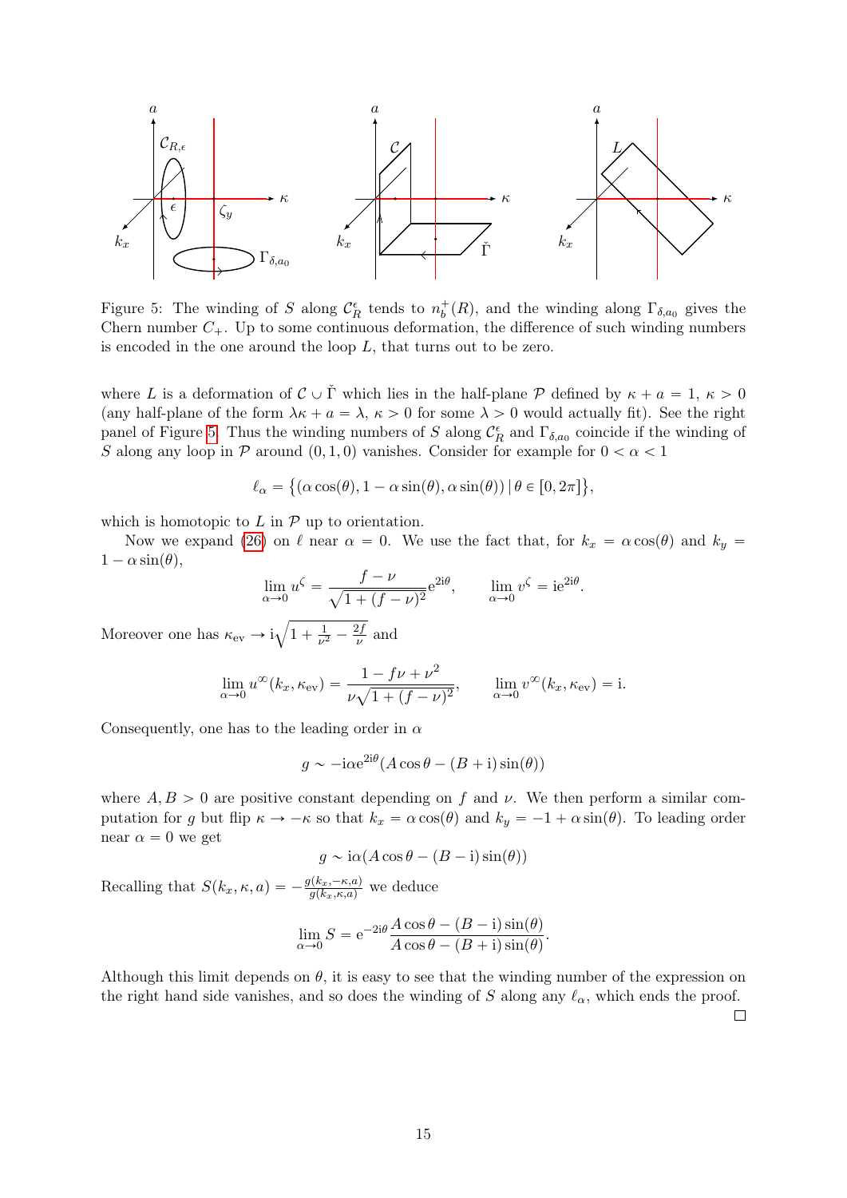Figure 5: The winding of $S$ along $\mathcal{C}_R^\epsilon$ tends to $n_b^+(R)$, and the winding along $\Gamma_{\delta,a_0}$ gives the Chern number $C_+$. Up to some continuous deformation, the difference of such winding numbers is encoded in the one around the loop $L$, that turns out to be zero.

where $L$ is a deformation of $\mathcal{C} \cup \check{\Gamma}$ which lies in the half-plane $\mathcal{P}$ defined by $\kappa + a = 1$, $\kappa > 0$ (any half-plane of the form $\lambda\kappa + a = \lambda$, $\kappa > 0$ for some $\lambda > 0$ would actually fit). See the right panel of Figure 5. Thus the winding numbers of $S$ along $\mathcal{C}_R^\epsilon$ and $\Gamma_{\delta,a_0}$ coincide if the winding of $S$ along any loop in $\mathcal{P}$ around $(0,1,0)$ vanishes. Consider for example for $0 < \alpha < 1$

$$\ell_\alpha = \big\{(\alpha\cos(\theta), 1 - \alpha\sin(\theta), \alpha\sin(\theta)) \,|\, \theta \in [0, 2\pi]\big\},$$

which is homotopic to $L$ in $\mathcal{P}$ up to orientation.

Now we expand (26) on $\ell$ near $\alpha = 0$. We use the fact that, for $k_x = \alpha\cos(\theta)$ and $k_y = 1 - \alpha\sin(\theta)$,

$$\lim_{\alpha\to 0} u^\zeta = \frac{f-\nu}{\sqrt{1+(f-\nu)^2}}\mathrm{e}^{2\mathrm{i}\theta}, \qquad \lim_{\alpha\to 0} v^\zeta = \mathrm{i}\mathrm{e}^{2\mathrm{i}\theta}.$$

Moreover one has $\kappa_{\mathrm{ev}} \to \mathrm{i}\sqrt{1 + \frac{1}{\nu^2} - \frac{2f}{\nu}}$ and

$$\lim_{\alpha\to 0} u^\infty(k_x, \kappa_{\mathrm{ev}}) = \frac{1 - f\nu + \nu^2}{\nu\sqrt{1+(f-\nu)^2}}, \qquad \lim_{\alpha\to 0} v^\infty(k_x, \kappa_{\mathrm{ev}}) = \mathrm{i}.$$

Consequently, one has to the leading order in $\alpha$

$$g \sim -\mathrm{i}\alpha\mathrm{e}^{2\mathrm{i}\theta}(A\cos\theta - (B+\mathrm{i})\sin(\theta))$$

where $A, B > 0$ are positive constant depending on $f$ and $\nu$. We then perform a similar computation for $g$ but flip $\kappa \to -\kappa$ so that $k_x = \alpha\cos(\theta)$ and $k_y = -1 + \alpha\sin(\theta)$. To leading order near $\alpha = 0$ we get

$$g \sim \mathrm{i}\alpha(A\cos\theta - (B-\mathrm{i})\sin(\theta))$$

Recalling that $S(k_x,\kappa,a) = -\frac{g(k_x,-\kappa,a)}{g(k_x,\kappa,a)}$ we deduce

$$\lim_{\alpha\to 0} S = \mathrm{e}^{-2\mathrm{i}\theta}\frac{A\cos\theta - (B-\mathrm{i})\sin(\theta)}{A\cos\theta - (B+\mathrm{i})\sin(\theta)}.$$

Although this limit depends on $\theta$, it is easy to see that the winding number of the expression on the right hand side vanishes, and so does the winding of $S$ along any $\ell_\alpha$, which ends the proof. □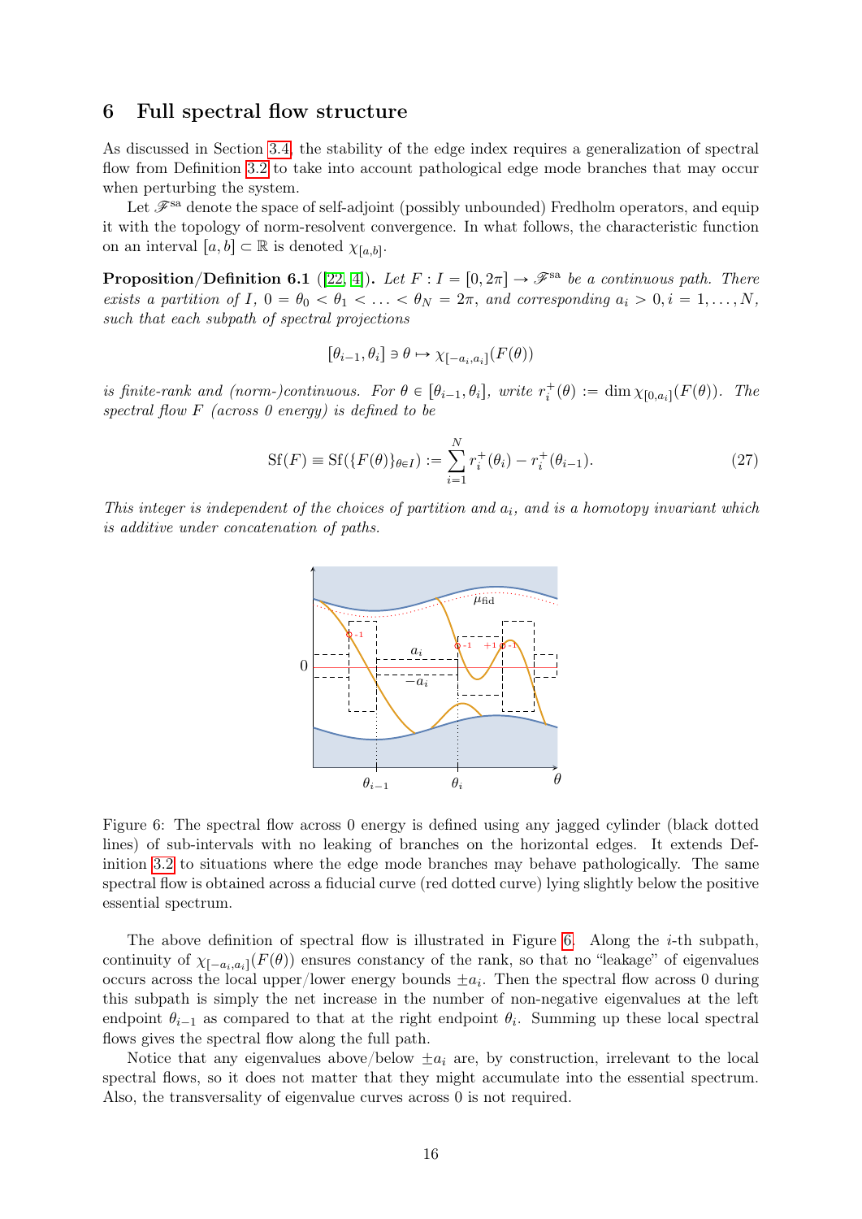## 6 Full spectral flow structure

As discussed in Section 3.4, the stability of the edge index requires a generalization of spectral flow from Definition 3.2 to take into account pathological edge mode branches that may occur when perturbing the system.

Let $\mathscr{F}^{\rm sa}$ denote the space of self-adjoint (possibly unbounded) Fredholm operators, and equip it with the topology of norm-resolvent convergence. In what follows, the characteristic function on an interval $[a,b] \subset \mathbb{R}$ is denoted $\chi_{[a,b]}$.

**Proposition/Definition 6.1** ([22, 4]). *Let $F : I = [0, 2\pi] \to \mathscr{F}^{\rm sa}$ be a continuous path. There exists a partition of $I$, $0 = \theta_0 < \theta_1 < \ldots < \theta_N = 2\pi$, and corresponding $a_i > 0, i = 1, \ldots, N$, such that each subpath of spectral projections*

$$[\theta_{i-1}, \theta_i] \ni \theta \mapsto \chi_{[-a_i, a_i]}(F(\theta))$$

*is finite-rank and (norm-)continuous. For $\theta \in [\theta_{i-1}, \theta_i]$, write $r_i^+(\theta) := \dim \chi_{[0,a_i]}(F(\theta))$. The spectral flow $F$ (across 0 energy) is defined to be*

$$\mathrm{Sf}(F) \equiv \mathrm{Sf}(\{F(\theta)\}_{\theta \in I}) := \sum_{i=1}^{N} r_i^+(\theta_i) - r_i^+(\theta_{i-1}). \tag{27}$$

*This integer is independent of the choices of partition and $a_i$, and is a homotopy invariant which is additive under concatenation of paths.*

Figure 6: The spectral flow across 0 energy is defined using any jagged cylinder (black dotted lines) of sub-intervals with no leaking of branches on the horizontal edges. It extends Definition 3.2 to situations where the edge mode branches may behave pathologically. The same spectral flow is obtained across a fiducial curve (red dotted curve) lying slightly below the positive essential spectrum.

The above definition of spectral flow is illustrated in Figure 6. Along the $i$-th subpath, continuity of $\chi_{[-a_i, a_i]}(F(\theta))$ ensures constancy of the rank, so that no "leakage" of eigenvalues occurs across the local upper/lower energy bounds $\pm a_i$. Then the spectral flow across 0 during this subpath is simply the net increase in the number of non-negative eigenvalues at the left endpoint $\theta_{i-1}$ as compared to that at the right endpoint $\theta_i$. Summing up these local spectral flows gives the spectral flow along the full path.

Notice that any eigenvalues above/below $\pm a_i$ are, by construction, irrelevant to the local spectral flows, so it does not matter that they might accumulate into the essential spectrum. Also, the transversality of eigenvalue curves across 0 is not required.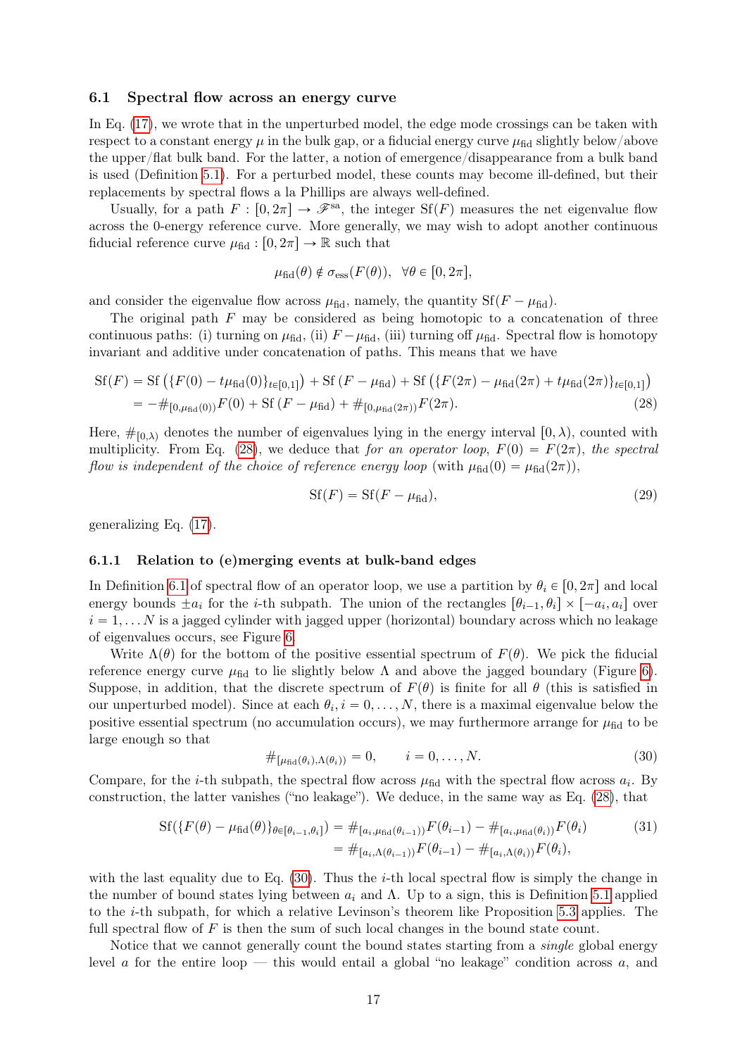### 6.1 Spectral flow across an energy curve

In Eq. (17), we wrote that in the unperturbed model, the edge mode crossings can be taken with respect to a constant energy $\mu$ in the bulk gap, or a fiducial energy curve $\mu_{\rm fid}$ slightly below/above the upper/flat bulk band. For the latter, a notion of emergence/disappearance from a bulk band is used (Definition 5.1). For a perturbed model, these counts may become ill-defined, but their replacements by spectral flows a la Phillips are always well-defined.

Usually, for a path $F : [0, 2\pi] \to \mathscr{F}^{\rm sa}$, the integer ${\rm Sf}(F)$ measures the net eigenvalue flow across the 0-energy reference curve. More generally, we may wish to adopt another continuous fiducial reference curve $\mu_{\rm fid} : [0, 2\pi] \to \mathbb{R}$ such that

$$\mu_{\rm fid}(\theta) \notin \sigma_{\rm ess}(F(\theta)), \quad \forall \theta \in [0, 2\pi],$$

and consider the eigenvalue flow across $\mu_{\rm fid}$, namely, the quantity ${\rm Sf}(F - \mu_{\rm fid})$.

The original path $F$ may be considered as being homotopic to a concatenation of three continuous paths: (i) turning on $\mu_{\rm fid}$, (ii) $F - \mu_{\rm fid}$, (iii) turning off $\mu_{\rm fid}$. Spectral flow is homotopy invariant and additive under concatenation of paths. This means that we have

$$\begin{aligned}
{\rm Sf}(F) &= {\rm Sf}\left(\{F(0) - t\mu_{\rm fid}(0)\}_{t\in[0,1]}\right) + {\rm Sf}\left(F - \mu_{\rm fid}\right) + {\rm Sf}\left(\{F(2\pi) - \mu_{\rm fid}(2\pi) + t\mu_{\rm fid}(2\pi)\}_{t\in[0,1]}\right) \\
&= -\#_{[0,\mu_{\rm fid}(0))}F(0) + {\rm Sf}\left(F - \mu_{\rm fid}\right) + \#_{[0,\mu_{\rm fid}(2\pi))}F(2\pi).
\end{aligned} \tag{28}$$

Here, $\#_{[0,\lambda)}$ denotes the number of eigenvalues lying in the energy interval $[0, \lambda)$, counted with multiplicity. From Eq. (28), we deduce that *for an operator loop, $F(0) = F(2\pi)$, the spectral flow is independent of the choice of reference energy loop* (with $\mu_{\rm fid}(0) = \mu_{\rm fid}(2\pi)$),

$${\rm Sf}(F) = {\rm Sf}(F - \mu_{\rm fid}), \tag{29}$$

generalizing Eq. (17).

#### 6.1.1 Relation to (e)merging events at bulk-band edges

In Definition 6.1 of spectral flow of an operator loop, we use a partition by $\theta_i \in [0, 2\pi]$ and local energy bounds $\pm a_i$ for the $i$-th subpath. The union of the rectangles $[\theta_{i-1}, \theta_i] \times [-a_i, a_i]$ over $i = 1, \ldots N$ is a jagged cylinder with jagged upper (horizontal) boundary across which no leakage of eigenvalues occurs, see Figure 6.

Write $\Lambda(\theta)$ for the bottom of the positive essential spectrum of $F(\theta)$. We pick the fiducial reference energy curve $\mu_{\rm fid}$ to lie slightly below $\Lambda$ and above the jagged boundary (Figure 6). Suppose, in addition, that the discrete spectrum of $F(\theta)$ is finite for all $\theta$ (this is satisfied in our unperturbed model). Since at each $\theta_i, i = 0, \ldots, N$, there is a maximal eigenvalue below the positive essential spectrum (no accumulation occurs), we may furthermore arrange for $\mu_{\rm fid}$ to be large enough so that

$$\#_{[\mu_{\rm fid}(\theta_i), \Lambda(\theta_i))} = 0, \qquad i = 0, \ldots, N. \tag{30}$$

Compare, for the $i$-th subpath, the spectral flow across $\mu_{\rm fid}$ with the spectral flow across $a_i$. By construction, the latter vanishes ("no leakage"). We deduce, in the same way as Eq. (28), that

$$\begin{aligned}
{\rm Sf}(\{F(\theta) - \mu_{\rm fid}(\theta)\}_{\theta\in[\theta_{i-1},\theta_i]}) &= \#_{[a_i,\mu_{\rm fid}(\theta_{i-1}))}F(\theta_{i-1}) - \#_{[a_i,\mu_{\rm fid}(\theta_i))}F(\theta_i) \\
&= \#_{[a_i,\Lambda(\theta_{i-1}))}F(\theta_{i-1}) - \#_{[a_i,\Lambda(\theta_i))}F(\theta_i),
\end{aligned} \tag{31}$$

with the last equality due to Eq. (30). Thus the $i$-th local spectral flow is simply the change in the number of bound states lying between $a_i$ and $\Lambda$. Up to a sign, this is Definition 5.1 applied to the $i$-th subpath, for which a relative Levinson's theorem like Proposition 5.3 applies. The full spectral flow of $F$ is then the sum of such local changes in the bound state count.

Notice that we cannot generally count the bound states starting from a *single* global energy level $a$ for the entire loop — this would entail a global "no leakage" condition across $a$, and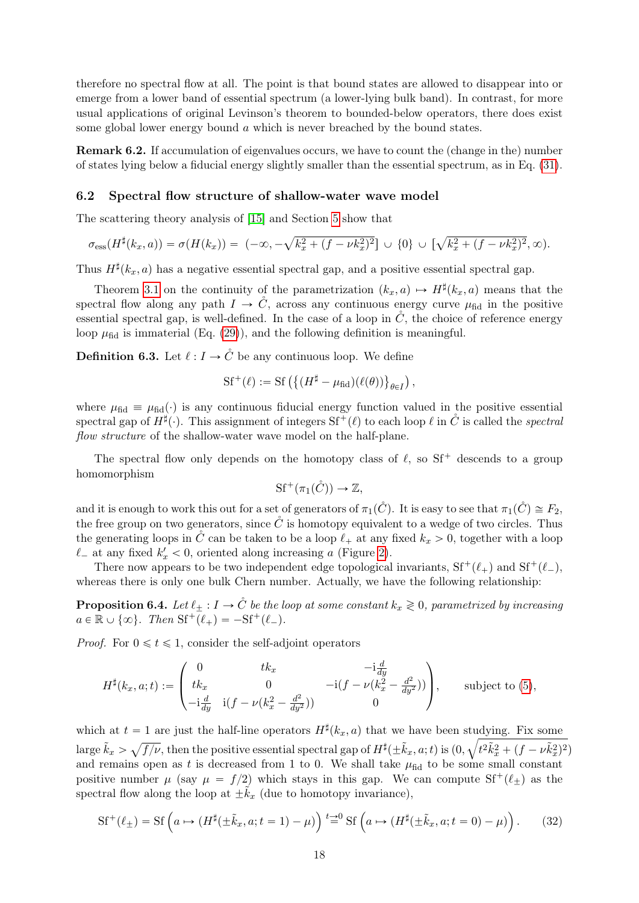therefore no spectral flow at all. The point is that bound states are allowed to disappear into or emerge from a lower band of essential spectrum (a lower-lying bulk band). In contrast, for more usual applications of original Levinson's theorem to bounded-below operators, there does exist some global lower energy bound $a$ which is never breached by the bound states.

**Remark 6.2.** If accumulation of eigenvalues occurs, we have to count the (change in the) number of states lying below a fiducial energy slightly smaller than the essential spectrum, as in Eq. (31).

## 6.2 Spectral flow structure of shallow-water wave model

The scattering theory analysis of [15] and Section 5 show that

$$\sigma_{\rm ess}(H^\sharp(k_x,a))=\sigma(H(k_x))=\;(-\infty,-\sqrt{k_x^2+(f-\nu k_x^2)^2}]\;\cup\;\{0\}\;\cup\;[\sqrt{k_x^2+(f-\nu k_x^2)^2},\infty).$$

Thus $H^\sharp(k_x,a)$ has a negative essential spectral gap, and a positive essential spectral gap.

Theorem 3.1 on the continuity of the parametrization $(k_x,a)\mapsto H^\sharp(k_x,a)$ means that the spectral flow along any path $I\to\mathring{C}$, across any continuous energy curve $\mu_{\rm fid}$ in the positive essential spectral gap, is well-defined. In the case of a loop in $\mathring{C}$, the choice of reference energy loop $\mu_{\rm fid}$ is immaterial (Eq. (29)), and the following definition is meaningful.

**Definition 6.3.** Let $\ell:I\to\mathring{C}$ be any continuous loop. We define

$$\mathrm{Sf}^+(\ell):=\mathrm{Sf}\left(\{(H^\sharp-\mu_{\rm fid})(\ell(\theta))\}_{\theta\in I}\right),$$

where $\mu_{\rm fid}\equiv\mu_{\rm fid}(\cdot)$ is any continuous fiducial energy function valued in the positive essential spectral gap of $H^\sharp(\cdot)$. This assignment of integers $\mathrm{Sf}^+(\ell)$ to each loop $\ell$ in $\mathring{C}$ is called the *spectral flow structure* of the shallow-water wave model on the half-plane.

The spectral flow only depends on the homotopy class of $\ell$, so $\mathrm{Sf}^+$ descends to a group homomorphism

$$\mathrm{Sf}^+(\pi_1(\mathring{C}))\to\mathbb{Z},$$

and it is enough to work this out for a set of generators of $\pi_1(\mathring{C})$. It is easy to see that $\pi_1(\mathring{C})\cong F_2$, the free group on two generators, since $\mathring{C}$ is homotopy equivalent to a wedge of two circles. Thus the generating loops in $\mathring{C}$ can be taken to be a loop $\ell_+$ at any fixed $k_x>0$, together with a loop $\ell_-$ at any fixed $k_x'<0$, oriented along increasing $a$ (Figure 2).

There now appears to be two independent edge topological invariants, $\mathrm{Sf}^+(\ell_+)$ and $\mathrm{Sf}^+(\ell_-)$, whereas there is only one bulk Chern number. Actually, we have the following relationship:

**Proposition 6.4.** *Let $\ell_\pm:I\to\mathring{C}$ be the loop at some constant $k_x\gtrless 0$, parametrized by increasing $a\in\mathbb{R}\cup\{\infty\}$. Then $\mathrm{Sf}^+(\ell_+)=-\mathrm{Sf}^+(\ell_-)$.*

*Proof.* For $0\leqslant t\leqslant 1$, consider the self-adjoint operators

$$H^\sharp(k_x,a;t):=\begin{pmatrix}0 & tk_x & -\mathrm{i}\frac{d}{dy}\\ tk_x & 0 & -\mathrm{i}(f-\nu(k_x^2-\frac{d^2}{dy^2}))\\ -\mathrm{i}\frac{d}{dy} & \mathrm{i}(f-\nu(k_x^2-\frac{d^2}{dy^2})) & 0\end{pmatrix},\qquad\text{subject to (5)},$$

which at $t=1$ are just the half-line operators $H^\sharp(k_x,a)$ that we have been studying. Fix some large $\tilde{k}_x>\sqrt{f/\nu}$, then the positive essential spectral gap of $H^\sharp(\pm\tilde{k}_x,a;t)$ is $(0,\sqrt{t^2\tilde{k}_x^2+(f-\nu\tilde{k}_x^2)^2})$ and remains open as $t$ is decreased from 1 to 0. We shall take $\mu_{\rm fid}$ to be some small constant positive number $\mu$ (say $\mu=f/2$) which stays in this gap. We can compute $\mathrm{Sf}^+(\ell_\pm)$ as the spectral flow along the loop at $\pm\tilde{k}_x$ (due to homotopy invariance),

$$\mathrm{Sf}^+(\ell_\pm)=\mathrm{Sf}\left(a\mapsto(H^\sharp(\pm\tilde{k}_x,a;t=1)-\mu)\right)\overset{t\to 0}{=}\mathrm{Sf}\left(a\mapsto(H^\sharp(\pm\tilde{k}_x,a;t=0)-\mu)\right).\tag{32}$$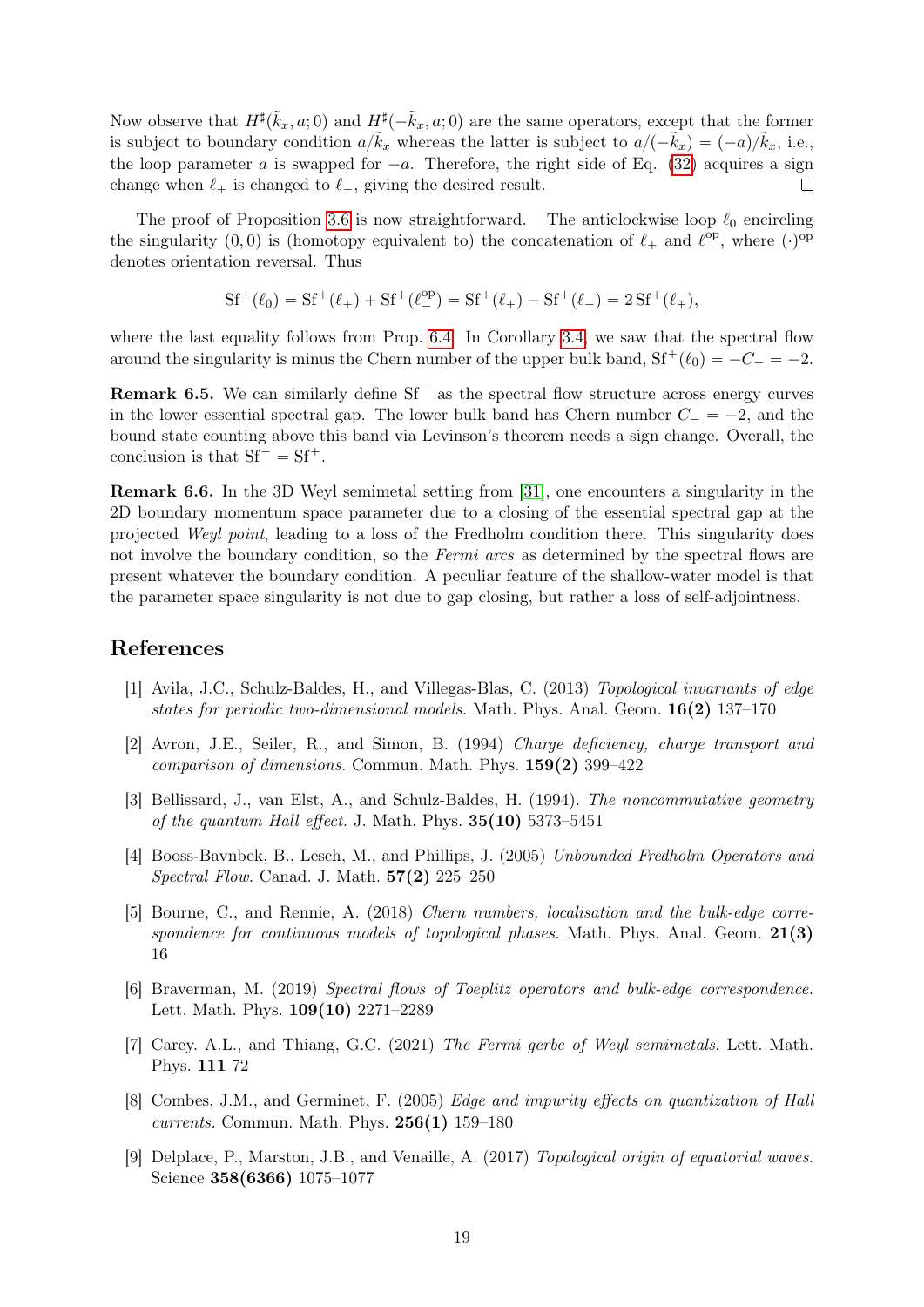Now observe that $H^\sharp(\tilde{k}_x, a; 0)$ and $H^\sharp(-\tilde{k}_x, a; 0)$ are the same operators, except that the former is subject to boundary condition $a/\tilde{k}_x$ whereas the latter is subject to $a/(-\tilde{k}_x) = (-a)/\tilde{k}_x$, i.e., the loop parameter $a$ is swapped for $-a$. Therefore, the right side of Eq. (32) acquires a sign change when $\ell_+$ is changed to $\ell_-$, giving the desired result. □

The proof of Proposition 3.6 is now straightforward. The anticlockwise loop $\ell_0$ encircling the singularity $(0,0)$ is (homotopy equivalent to) the concatenation of $\ell_+$ and $\ell_-^{\rm op}$, where $(\cdot)^{\rm op}$ denotes orientation reversal. Thus

$$\mathrm{Sf}^+(\ell_0) = \mathrm{Sf}^+(\ell_+) + \mathrm{Sf}^+(\ell_-^{\rm op}) = \mathrm{Sf}^+(\ell_+) - \mathrm{Sf}^+(\ell_-) = 2\,\mathrm{Sf}^+(\ell_+),$$

where the last equality follows from Prop. 6.4. In Corollary 3.4, we saw that the spectral flow around the singularity is minus the Chern number of the upper bulk band, $\mathrm{Sf}^+(\ell_0) = -C_+ = -2$.

**Remark 6.5.** We can similarly define $\mathrm{Sf}^-$ as the spectral flow structure across energy curves in the lower essential spectral gap. The lower bulk band has Chern number $C_- = -2$, and the bound state counting above this band via Levinson's theorem needs a sign change. Overall, the conclusion is that $\mathrm{Sf}^- = \mathrm{Sf}^+$.

**Remark 6.6.** In the 3D Weyl semimetal setting from [31], one encounters a singularity in the 2D boundary momentum space parameter due to a closing of the essential spectral gap at the projected *Weyl point*, leading to a loss of the Fredholm condition there. This singularity does not involve the boundary condition, so the *Fermi arcs* as determined by the spectral flows are present whatever the boundary condition. A peculiar feature of the shallow-water model is that the parameter space singularity is not due to gap closing, but rather a loss of self-adjointness.

## References

[1] Avila, J.C., Schulz-Baldes, H., and Villegas-Blas, C. (2013) *Topological invariants of edge states for periodic two-dimensional models.* Math. Phys. Anal. Geom. **16(2)** 137–170

[2] Avron, J.E., Seiler, R., and Simon, B. (1994) *Charge deficiency, charge transport and comparison of dimensions.* Commun. Math. Phys. **159(2)** 399–422

[3] Bellissard, J., van Elst, A., and Schulz-Baldes, H. (1994). *The noncommutative geometry of the quantum Hall effect.* J. Math. Phys. **35(10)** 5373–5451

[4] Booss-Bavnbek, B., Lesch, M., and Phillips, J. (2005) *Unbounded Fredholm Operators and Spectral Flow.* Canad. J. Math. **57(2)** 225–250

[5] Bourne, C., and Rennie, A. (2018) *Chern numbers, localisation and the bulk-edge correspondence for continuous models of topological phases.* Math. Phys. Anal. Geom. **21(3)** 16

[6] Braverman, M. (2019) *Spectral flows of Toeplitz operators and bulk-edge correspondence.* Lett. Math. Phys. **109(10)** 2271–2289

[7] Carey. A.L., and Thiang, G.C. (2021) *The Fermi gerbe of Weyl semimetals.* Lett. Math. Phys. **111** 72

[8] Combes, J.M., and Germinet, F. (2005) *Edge and impurity effects on quantization of Hall currents.* Commun. Math. Phys. **256(1)** 159–180

[9] Delplace, P., Marston, J.B., and Venaille, A. (2017) *Topological origin of equatorial waves.* Science **358(6366)** 1075–1077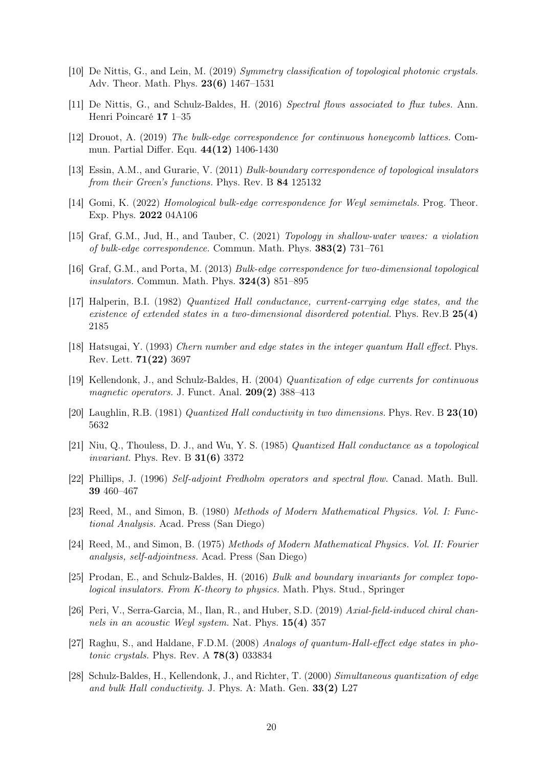[10] De Nittis, G., and Lein, M. (2019) *Symmetry classification of topological photonic crystals.* Adv. Theor. Math. Phys. **23(6)** 1467–1531

[11] De Nittis, G., and Schulz-Baldes, H. (2016) *Spectral flows associated to flux tubes.* Ann. Henri Poincaré **17** 1–35

[12] Drouot, A. (2019) *The bulk-edge correspondence for continuous honeycomb lattices.* Commun. Partial Differ. Equ. **44(12)** 1406-1430

[13] Essin, A.M., and Gurarie, V. (2011) *Bulk-boundary correspondence of topological insulators from their Green's functions.* Phys. Rev. B **84** 125132

[14] Gomi, K. (2022) *Homological bulk-edge correspondence for Weyl semimetals.* Prog. Theor. Exp. Phys. **2022** 04A106

[15] Graf, G.M., Jud, H., and Tauber, C. (2021) *Topology in shallow-water waves: a violation of bulk-edge correspondence.* Commun. Math. Phys. **383(2)** 731–761

[16] Graf, G.M., and Porta, M. (2013) *Bulk-edge correspondence for two-dimensional topological insulators.* Commun. Math. Phys. **324(3)** 851–895

[17] Halperin, B.I. (1982) *Quantized Hall conductance, current-carrying edge states, and the existence of extended states in a two-dimensional disordered potential.* Phys. Rev.B **25(4)** 2185

[18] Hatsugai, Y. (1993) *Chern number and edge states in the integer quantum Hall effect.* Phys. Rev. Lett. **71(22)** 3697

[19] Kellendonk, J., and Schulz-Baldes, H. (2004) *Quantization of edge currents for continuous magnetic operators.* J. Funct. Anal. **209(2)** 388–413

[20] Laughlin, R.B. (1981) *Quantized Hall conductivity in two dimensions.* Phys. Rev. B **23(10)** 5632

[21] Niu, Q., Thouless, D. J., and Wu, Y. S. (1985) *Quantized Hall conductance as a topological invariant.* Phys. Rev. B **31(6)** 3372

[22] Phillips, J. (1996) *Self-adjoint Fredholm operators and spectral flow.* Canad. Math. Bull. **39** 460–467

[23] Reed, M., and Simon, B. (1980) *Methods of Modern Mathematical Physics. Vol. I: Functional Analysis.* Acad. Press (San Diego)

[24] Reed, M., and Simon, B. (1975) *Methods of Modern Mathematical Physics. Vol. II: Fourier analysis, self-adjointness.* Acad. Press (San Diego)

[25] Prodan, E., and Schulz-Baldes, H. (2016) *Bulk and boundary invariants for complex topological insulators. From K-theory to physics.* Math. Phys. Stud., Springer

[26] Peri, V., Serra-Garcia, M., Ilan, R., and Huber, S.D. (2019) *Axial-field-induced chiral channels in an acoustic Weyl system.* Nat. Phys. **15(4)** 357

[27] Raghu, S., and Haldane, F.D.M. (2008) *Analogs of quantum-Hall-effect edge states in photonic crystals.* Phys. Rev. A **78(3)** 033834

[28] Schulz-Baldes, H., Kellendonk, J., and Richter, T. (2000) *Simultaneous quantization of edge and bulk Hall conductivity.* J. Phys. A: Math. Gen. **33(2)** L27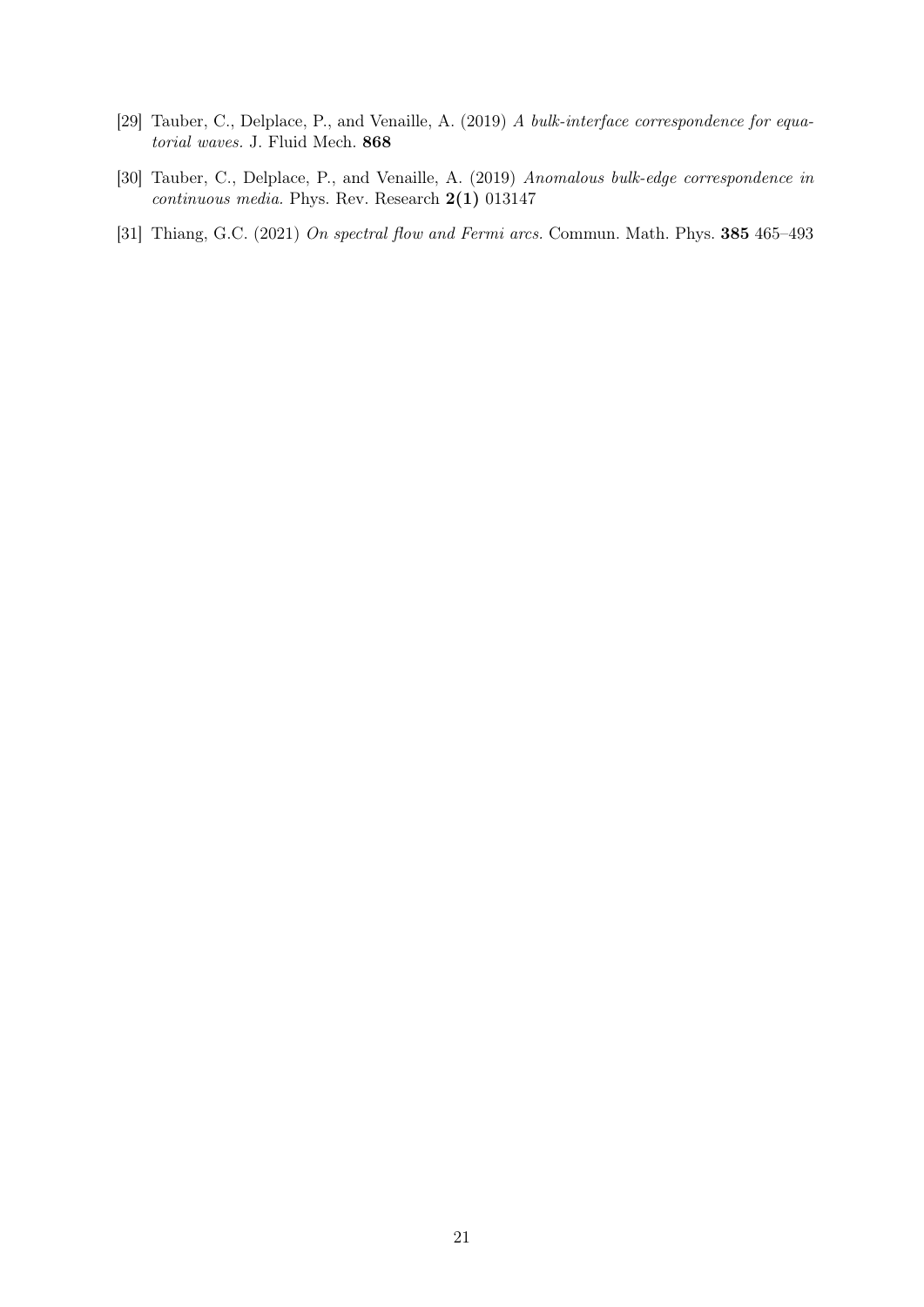[29] Tauber, C., Delplace, P., and Venaille, A. (2019) *A bulk-interface correspondence for equatorial waves.* J. Fluid Mech. **868**

[30] Tauber, C., Delplace, P., and Venaille, A. (2019) *Anomalous bulk-edge correspondence in continuous media.* Phys. Rev. Research **2(1)** 013147

[31] Thiang, G.C. (2021) *On spectral flow and Fermi arcs.* Commun. Math. Phys. **385** 465–493